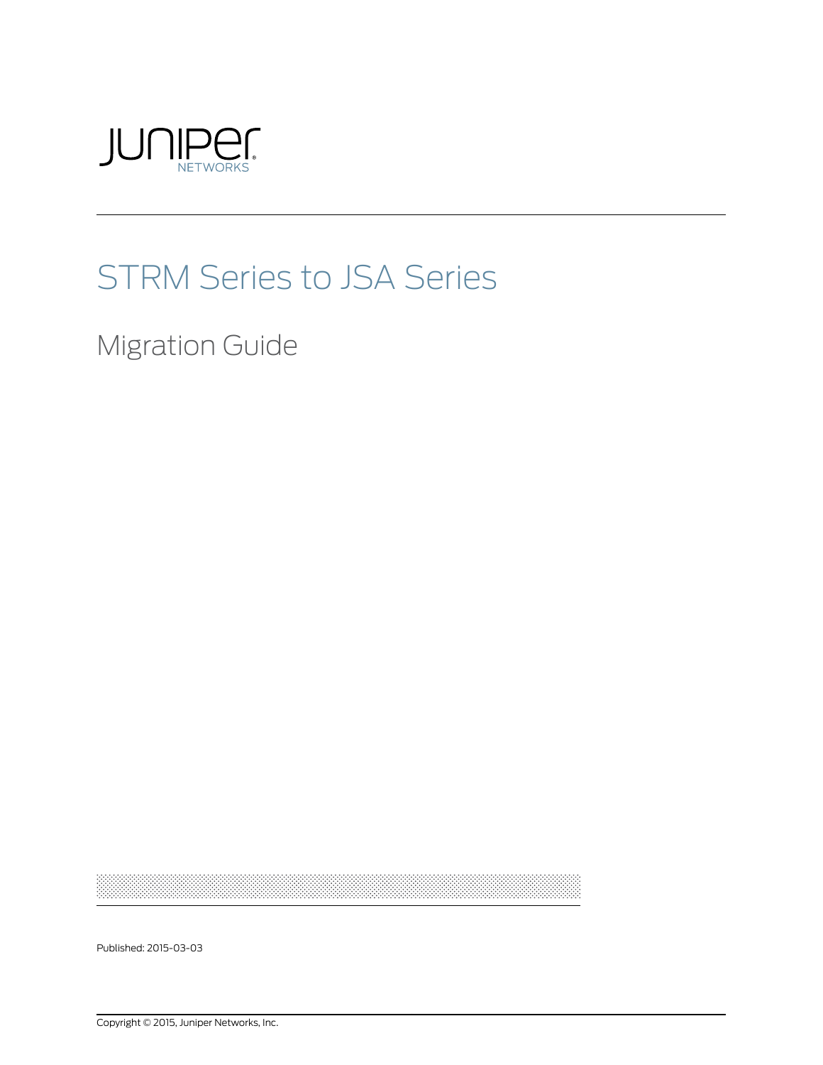# STRM Series to JSA Series

## Migration Guide

Published: 2015-03-03

Copyright © 2015, Juniper Networks, Inc.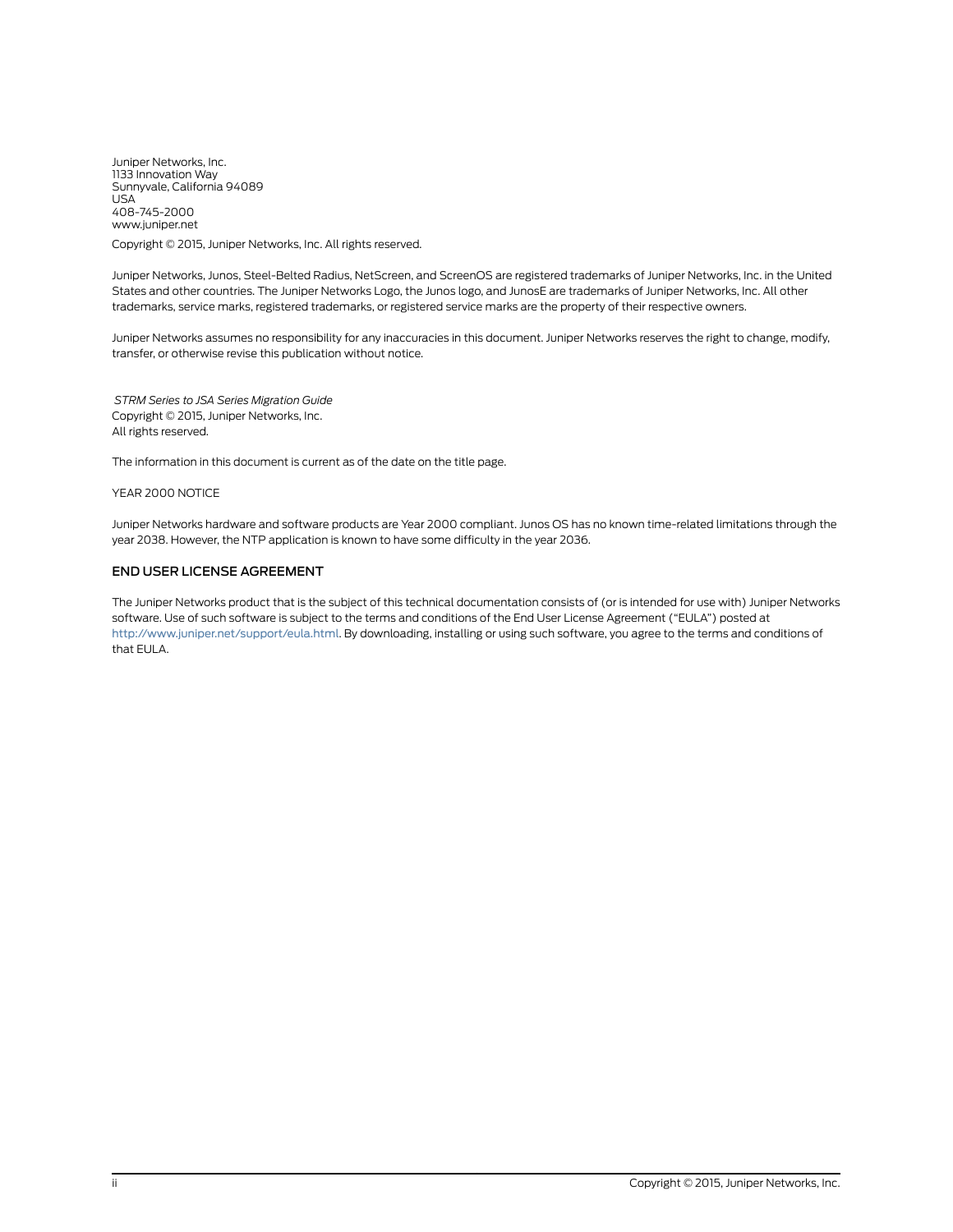Juniper Networks, Inc.
1133 Innovation Way
Sunnyvale, California 94089
USA
408-745-2000
www.juniper.net

Copyright © 2015, Juniper Networks, Inc. All rights reserved.

Juniper Networks, Junos, Steel-Belted Radius, NetScreen, and ScreenOS are registered trademarks of Juniper Networks, Inc. in the United States and other countries. The Juniper Networks Logo, the Junos logo, and JunosE are trademarks of Juniper Networks, Inc. All other trademarks, service marks, registered trademarks, or registered service marks are the property of their respective owners.

Juniper Networks assumes no responsibility for any inaccuracies in this document. Juniper Networks reserves the right to change, modify, transfer, or otherwise revise this publication without notice.

*STRM Series to JSA Series Migration Guide*
Copyright © 2015, Juniper Networks, Inc.
All rights reserved.

The information in this document is current as of the date on the title page.

YEAR 2000 NOTICE

Juniper Networks hardware and software products are Year 2000 compliant. Junos OS has no known time-related limitations through the year 2038. However, the NTP application is known to have some difficulty in the year 2036.

## END USER LICENSE AGREEMENT

The Juniper Networks product that is the subject of this technical documentation consists of (or is intended for use with) Juniper Networks software. Use of such software is subject to the terms and conditions of the End User License Agreement ("EULA") posted at http://www.juniper.net/support/eula.html. By downloading, installing or using such software, you agree to the terms and conditions of that EULA.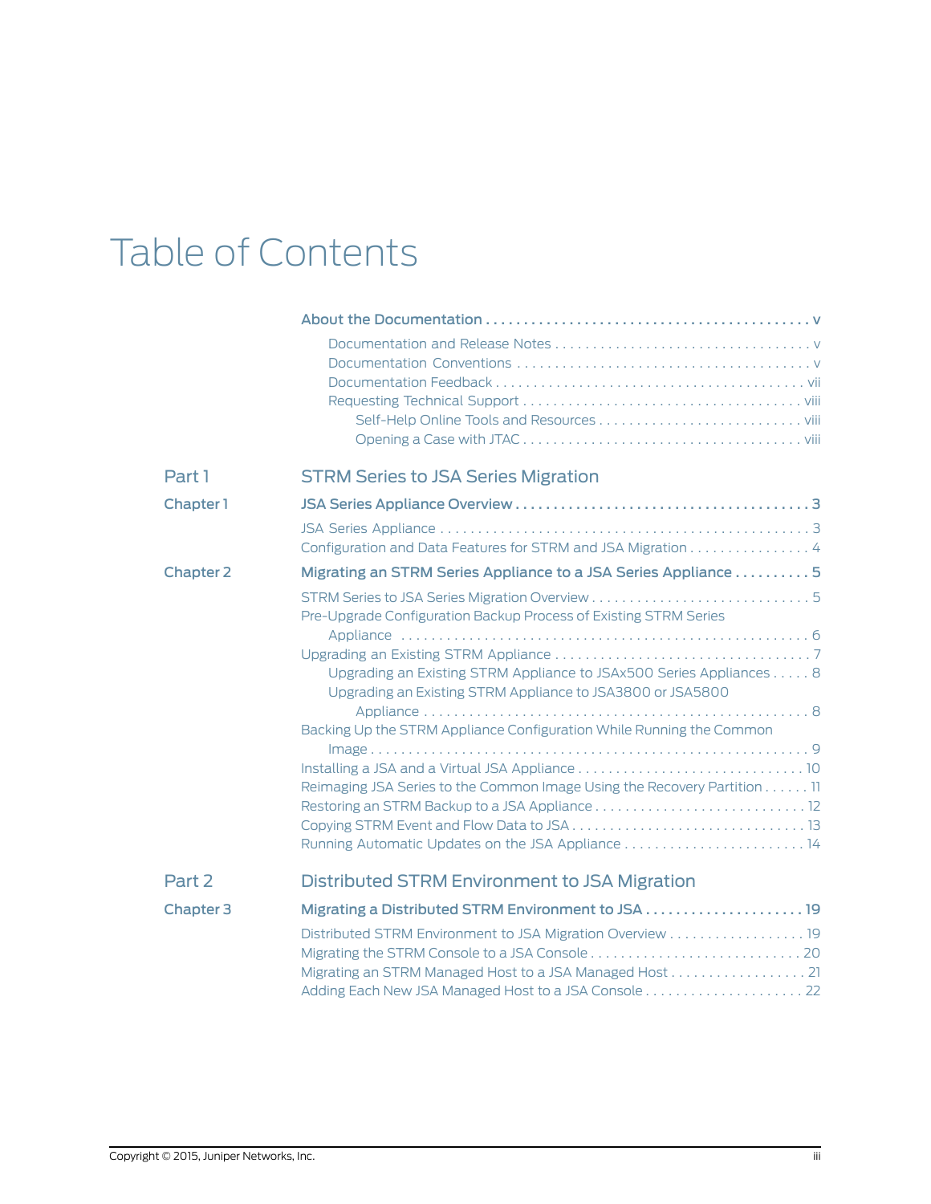# Table of Contents

**About the Documentation** ... v

- Documentation and Release Notes ... v
- Documentation Conventions ... v
- Documentation Feedback ... vii
- Requesting Technical Support ... viii
  - Self-Help Online Tools and Resources ... viii
  - Opening a Case with JTAC ... viii

## Part 1 STRM Series to JSA Series Migration

### Chapter 1 JSA Series Appliance Overview ... 3

- JSA Series Appliance ... 3
- Configuration and Data Features for STRM and JSA Migration ... 4

### Chapter 2 Migrating an STRM Series Appliance to a JSA Series Appliance ... 5

- STRM Series to JSA Series Migration Overview ... 5
- Pre-Upgrade Configuration Backup Process of Existing STRM Series Appliance ... 6
- Upgrading an Existing STRM Appliance ... 7
  - Upgrading an Existing STRM Appliance to JSAx500 Series Appliances ... 8
  - Upgrading an Existing STRM Appliance to JSA3800 or JSA5800 Appliance ... 8
- Backing Up the STRM Appliance Configuration While Running the Common Image ... 9
- Installing a JSA and a Virtual JSA Appliance ... 10
- Reimaging JSA Series to the Common Image Using the Recovery Partition ... 11
- Restoring an STRM Backup to a JSA Appliance ... 12
- Copying STRM Event and Flow Data to JSA ... 13
- Running Automatic Updates on the JSA Appliance ... 14

## Part 2 Distributed STRM Environment to JSA Migration

### Chapter 3 Migrating a Distributed STRM Environment to JSA ... 19

- Distributed STRM Environment to JSA Migration Overview ... 19
- Migrating the STRM Console to a JSA Console ... 20
- Migrating an STRM Managed Host to a JSA Managed Host ... 21
- Adding Each New JSA Managed Host to a JSA Console ... 22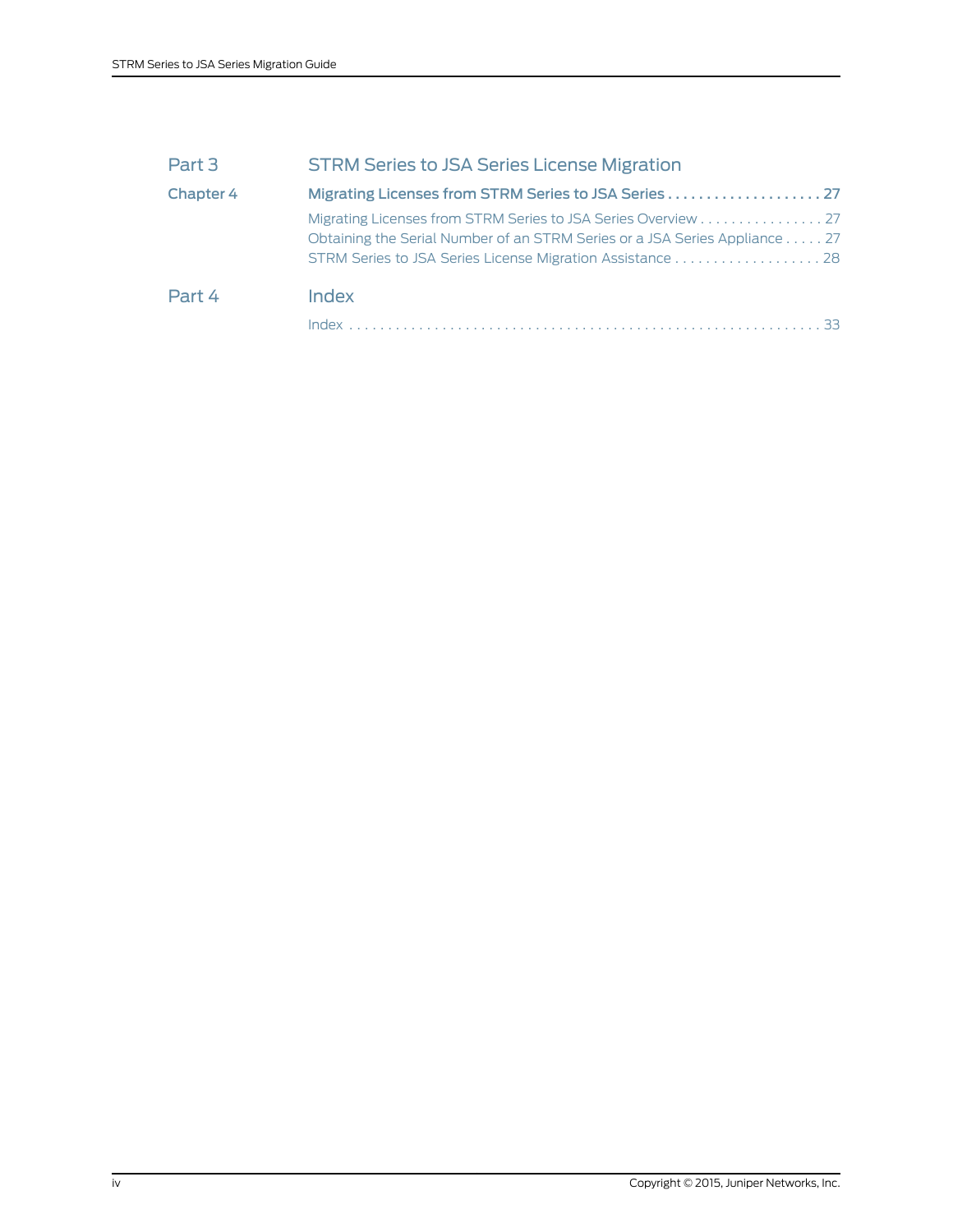| | | |
|---|---|---|
| Part 3 | STRM Series to JSA Series License Migration | |
| Chapter 4 | **Migrating Licenses from STRM Series to JSA Series** | **27** |
| | Migrating Licenses from STRM Series to JSA Series Overview | 27 |
| | Obtaining the Serial Number of an STRM Series or a JSA Series Appliance | 27 |
| | STRM Series to JSA Series License Migration Assistance | 28 |
| Part 4 | Index | |
| | Index | 33 |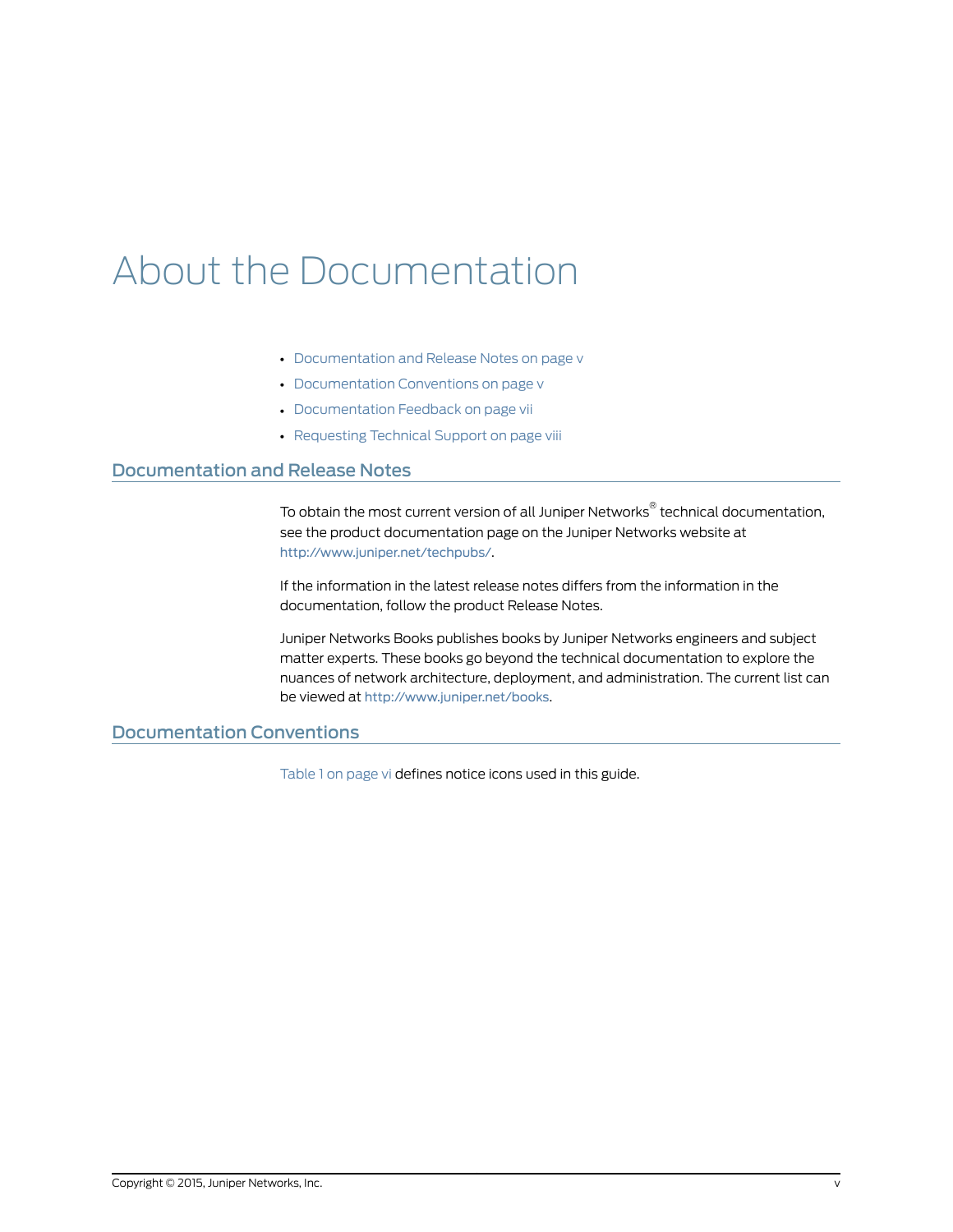# About the Documentation

- Documentation and Release Notes on page v
- Documentation Conventions on page v
- Documentation Feedback on page vii
- Requesting Technical Support on page viii

## Documentation and Release Notes

To obtain the most current version of all Juniper Networks® technical documentation, see the product documentation page on the Juniper Networks website at http://www.juniper.net/techpubs/.

If the information in the latest release notes differs from the information in the documentation, follow the product Release Notes.

Juniper Networks Books publishes books by Juniper Networks engineers and subject matter experts. These books go beyond the technical documentation to explore the nuances of network architecture, deployment, and administration. The current list can be viewed at http://www.juniper.net/books.

## Documentation Conventions

Table 1 on page vi defines notice icons used in this guide.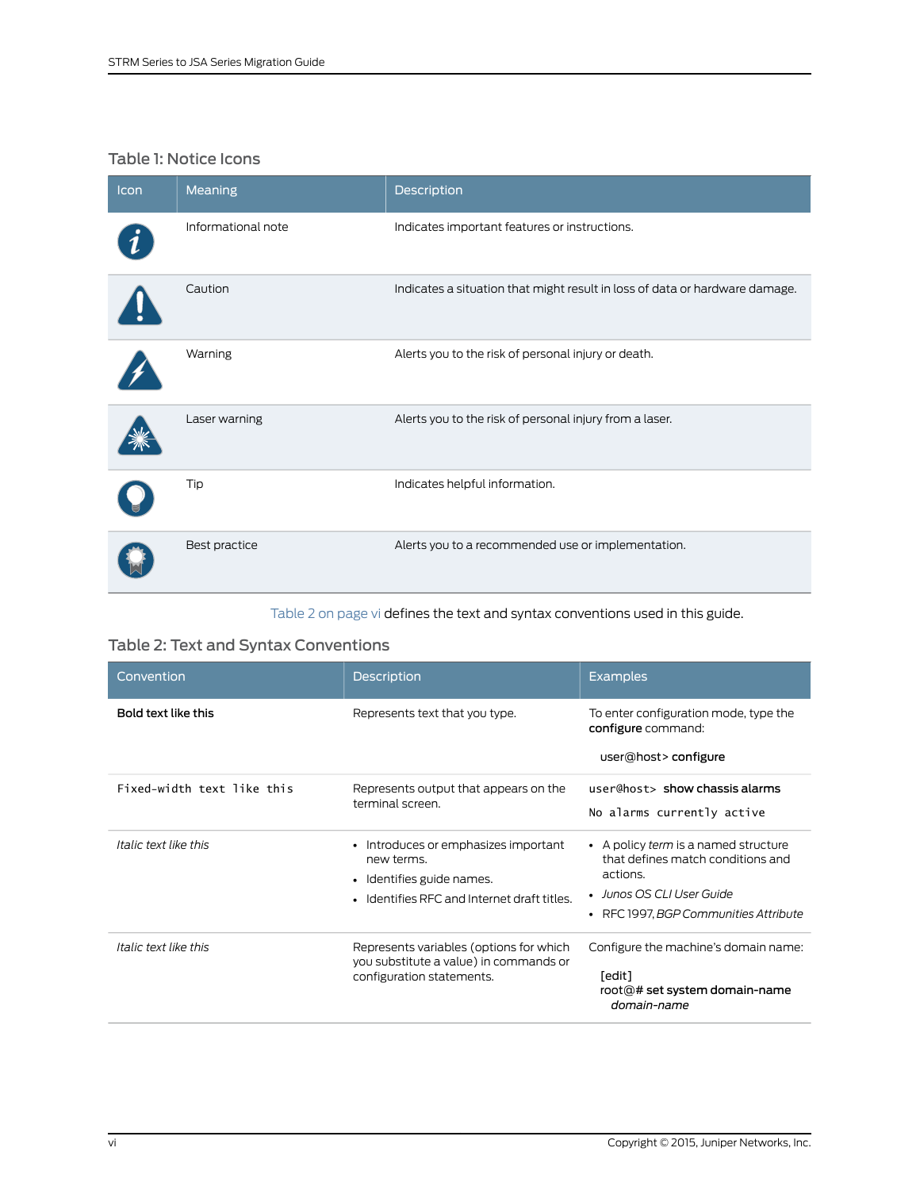### Table 1: Notice Icons

| Icon | Meaning | Description |
|---|---|---|
| | Informational note | Indicates important features or instructions. |
| | Caution | Indicates a situation that might result in loss of data or hardware damage. |
| | Warning | Alerts you to the risk of personal injury or death. |
| | Laser warning | Alerts you to the risk of personal injury from a laser. |
| | Tip | Indicates helpful information. |
| | Best practice | Alerts you to a recommended use or implementation. |

Table 2 on page vi defines the text and syntax conventions used in this guide.

### Table 2: Text and Syntax Conventions

| Convention | Description | Examples |
|---|---|---|
| **Bold text like this** | Represents text that you type. | To enter configuration mode, type the **configure** command:<br><br>user@host> **configure** |
| `Fixed-width text like this` | Represents output that appears on the terminal screen. | `user@host>` **show chassis alarms**<br><br>`No alarms currently active` |
| *Italic text like this* | • Introduces or emphasizes important new terms.<br>• Identifies guide names.<br>• Identifies RFC and Internet draft titles. | • A policy *term* is a named structure that defines match conditions and actions.<br>• *Junos OS CLI User Guide*<br>• RFC 1997, *BGP Communities Attribute* |
| *Italic text like this* | Represents variables (options for which you substitute a value) in commands or configuration statements. | Configure the machine's domain name:<br><br>[edit]<br>root@# **set system domain-name** *domain-name* |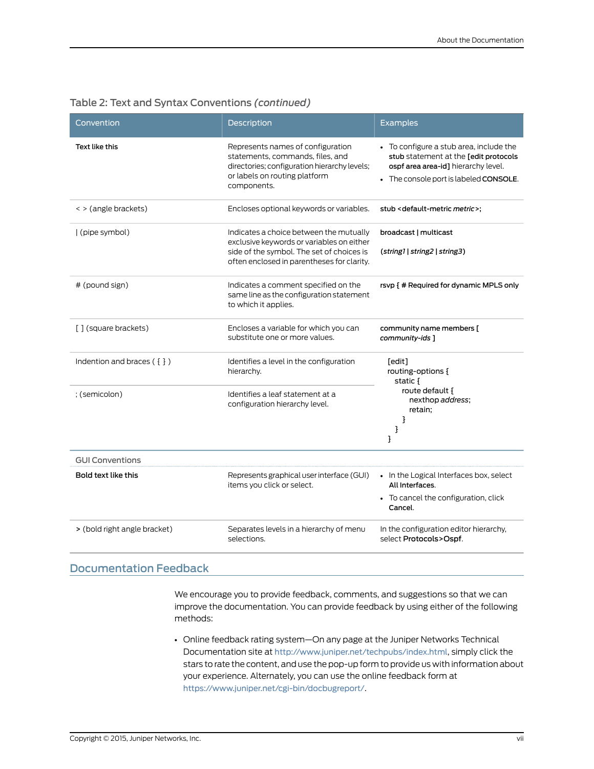Table 2: Text and Syntax Conventions *(continued)*

| Convention | Description | Examples |
|---|---|---|
| **Text like this** | Represents names of configuration statements, commands, files, and directories; configuration hierarchy levels; or labels on routing platform components. | • To configure a stub area, include the **stub** statement at the **[edit protocols ospf area area-id]** hierarchy level.<br>• The console port is labeled **CONSOLE**. |
| < > (angle brackets) | Encloses optional keywords or variables. | **stub <default-metric *metric*>;** |
| \| (pipe symbol) | Indicates a choice between the mutually exclusive keywords or variables on either side of the symbol. The set of choices is often enclosed in parentheses for clarity. | **broadcast \| multicast**<br><br>**(*string1* \| *string2* \| *string3*)** |
| # (pound sign) | Indicates a comment specified on the same line as the configuration statement to which it applies. | **rsvp { # Required for dynamic MPLS only** |
| [ ] (square brackets) | Encloses a variable for which you can substitute one or more values. | **community name members [ *community-ids* ]** |
| Indention and braces ( { } ) | Identifies a level in the configuration hierarchy. | [edit]<br>routing-options {<br>&nbsp;&nbsp;static {<br>&nbsp;&nbsp;&nbsp;&nbsp;route default {<br>&nbsp;&nbsp;&nbsp;&nbsp;&nbsp;&nbsp;nexthop *address*;<br>&nbsp;&nbsp;&nbsp;&nbsp;&nbsp;&nbsp;retain;<br>&nbsp;&nbsp;&nbsp;&nbsp;}<br>&nbsp;&nbsp;}<br>} |
| ; (semicolon) | Identifies a leaf statement at a configuration hierarchy level. | |
| GUI Conventions | | |
| **Bold text like this** | Represents graphical user interface (GUI) items you click or select. | • In the Logical Interfaces box, select **All Interfaces**.<br>• To cancel the configuration, click **Cancel**. |
| **>** (bold right angle bracket) | Separates levels in a hierarchy of menu selections. | In the configuration editor hierarchy, select **Protocols>Ospf**. |

## Documentation Feedback

We encourage you to provide feedback, comments, and suggestions so that we can improve the documentation. You can provide feedback by using either of the following methods:

- Online feedback rating system—On any page at the Juniper Networks Technical Documentation site at http://www.juniper.net/techpubs/index.html, simply click the stars to rate the content, and use the pop-up form to provide us with information about your experience. Alternately, you can use the online feedback form at https://www.juniper.net/cgi-bin/docbugreport/.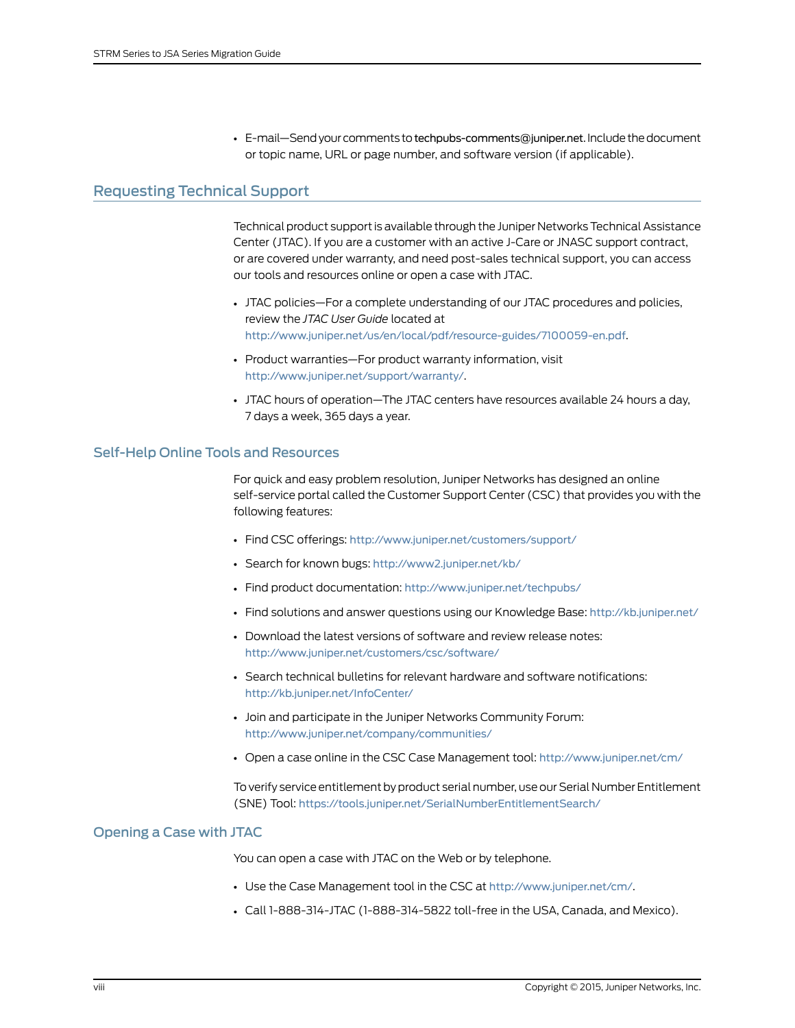- E-mail—Send your comments to techpubs-comments@juniper.net. Include the document or topic name, URL or page number, and software version (if applicable).

## Requesting Technical Support

Technical product support is available through the Juniper Networks Technical Assistance Center (JTAC). If you are a customer with an active J-Care or JNASC support contract, or are covered under warranty, and need post-sales technical support, you can access our tools and resources online or open a case with JTAC.

- JTAC policies—For a complete understanding of our JTAC procedures and policies, review the *JTAC User Guide* located at http://www.juniper.net/us/en/local/pdf/resource-guides/7100059-en.pdf.
- Product warranties—For product warranty information, visit http://www.juniper.net/support/warranty/.
- JTAC hours of operation—The JTAC centers have resources available 24 hours a day, 7 days a week, 365 days a year.

### Self-Help Online Tools and Resources

For quick and easy problem resolution, Juniper Networks has designed an online self-service portal called the Customer Support Center (CSC) that provides you with the following features:

- Find CSC offerings: http://www.juniper.net/customers/support/
- Search for known bugs: http://www2.juniper.net/kb/
- Find product documentation: http://www.juniper.net/techpubs/
- Find solutions and answer questions using our Knowledge Base: http://kb.juniper.net/
- Download the latest versions of software and review release notes: http://www.juniper.net/customers/csc/software/
- Search technical bulletins for relevant hardware and software notifications: http://kb.juniper.net/InfoCenter/
- Join and participate in the Juniper Networks Community Forum: http://www.juniper.net/company/communities/
- Open a case online in the CSC Case Management tool: http://www.juniper.net/cm/

To verify service entitlement by product serial number, use our Serial Number Entitlement (SNE) Tool: https://tools.juniper.net/SerialNumberEntitlementSearch/

### Opening a Case with JTAC

You can open a case with JTAC on the Web or by telephone.

- Use the Case Management tool in the CSC at http://www.juniper.net/cm/.
- Call 1-888-314-JTAC (1-888-314-5822 toll-free in the USA, Canada, and Mexico).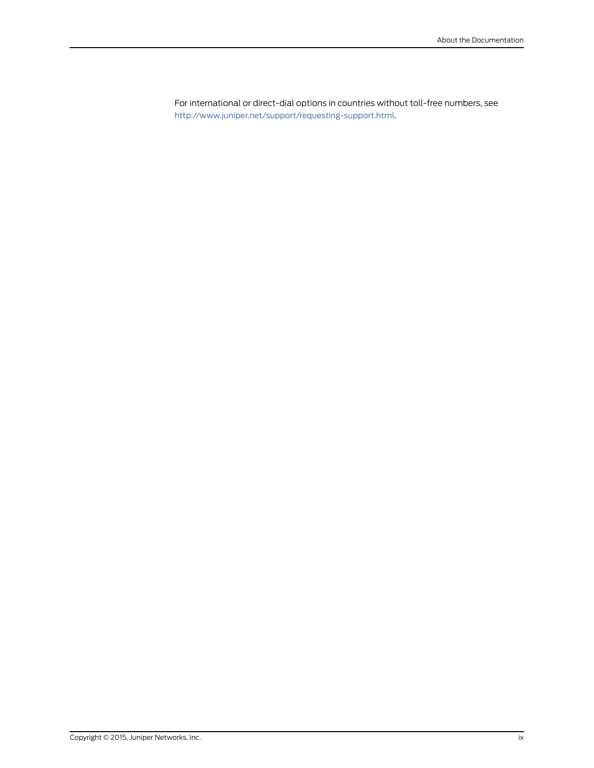For international or direct-dial options in countries without toll-free numbers, see http://www.juniper.net/support/requesting-support.html.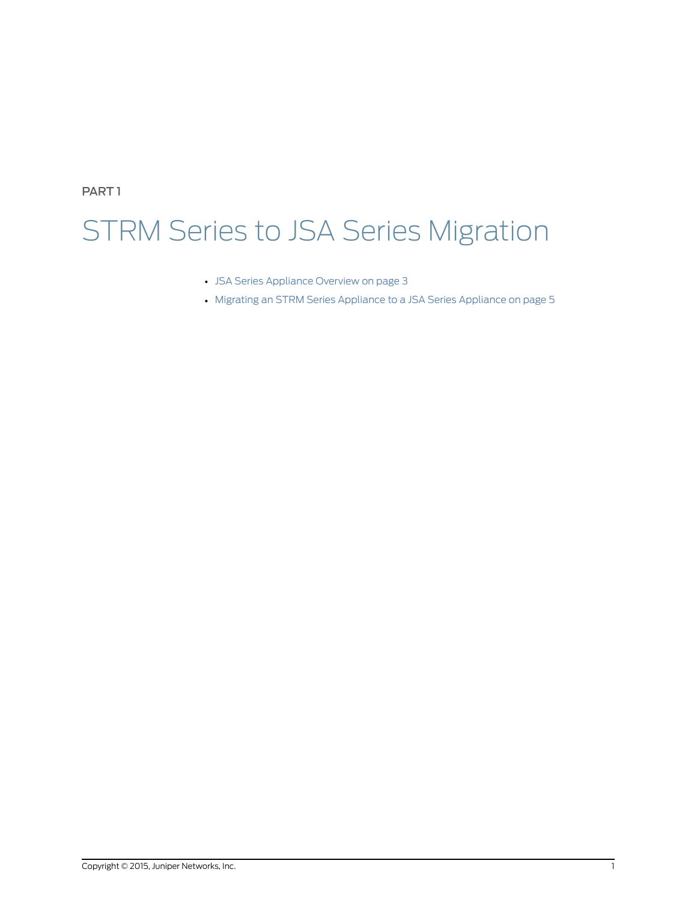PART 1

# STRM Series to JSA Series Migration

- JSA Series Appliance Overview on page 3
- Migrating an STRM Series Appliance to a JSA Series Appliance on page 5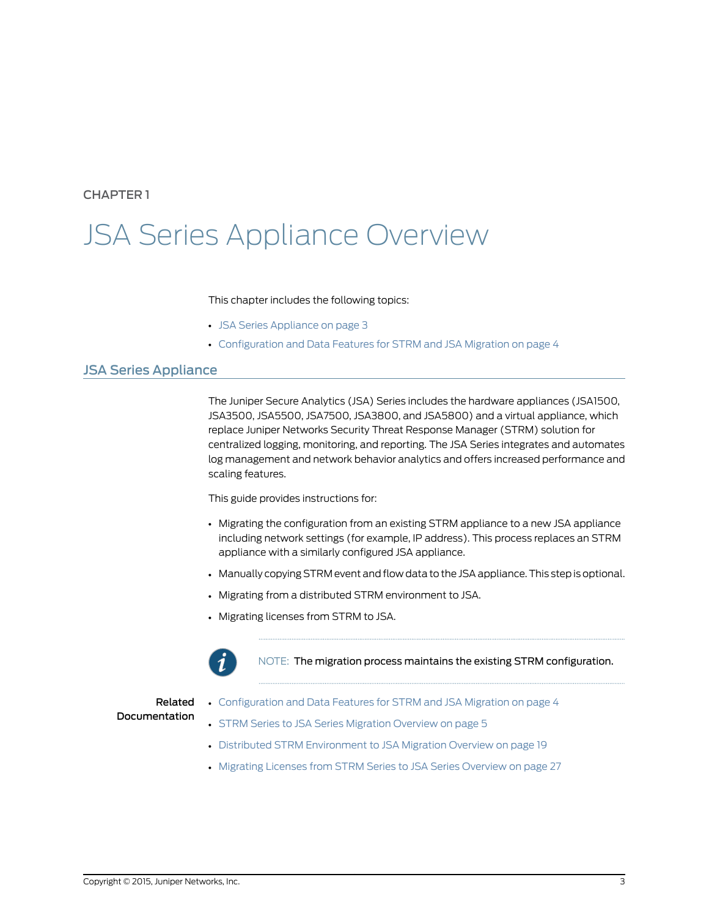CHAPTER 1

# JSA Series Appliance Overview

This chapter includes the following topics:

- JSA Series Appliance on page 3
- Configuration and Data Features for STRM and JSA Migration on page 4

## JSA Series Appliance

The Juniper Secure Analytics (JSA) Series includes the hardware appliances (JSA1500, JSA3500, JSA5500, JSA7500, JSA3800, and JSA5800) and a virtual appliance, which replace Juniper Networks Security Threat Response Manager (STRM) solution for centralized logging, monitoring, and reporting. The JSA Series integrates and automates log management and network behavior analytics and offers increased performance and scaling features.

This guide provides instructions for:

- Migrating the configuration from an existing STRM appliance to a new JSA appliance including network settings (for example, IP address). This process replaces an STRM appliance with a similarly configured JSA appliance.
- Manually copying STRM event and flow data to the JSA appliance. This step is optional.
- Migrating from a distributed STRM environment to JSA.
- Migrating licenses from STRM to JSA.

NOTE: The migration process maintains the existing STRM configuration.

**Related Documentation**

- Configuration and Data Features for STRM and JSA Migration on page 4
- STRM Series to JSA Series Migration Overview on page 5
- Distributed STRM Environment to JSA Migration Overview on page 19
- Migrating Licenses from STRM Series to JSA Series Overview on page 27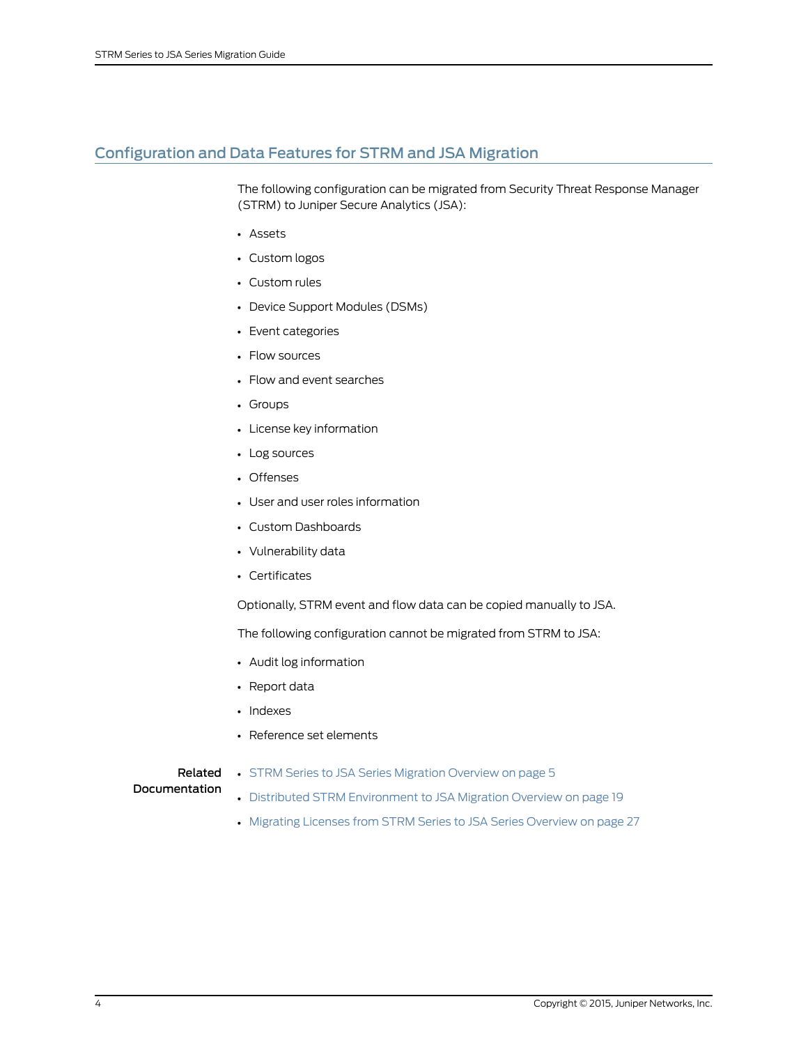## Configuration and Data Features for STRM and JSA Migration

The following configuration can be migrated from Security Threat Response Manager (STRM) to Juniper Secure Analytics (JSA):

- Assets
- Custom logos
- Custom rules
- Device Support Modules (DSMs)
- Event categories
- Flow sources
- Flow and event searches
- Groups
- License key information
- Log sources
- Offenses
- User and user roles information
- Custom Dashboards
- Vulnerability data
- Certificates

Optionally, STRM event and flow data can be copied manually to JSA.

The following configuration cannot be migrated from STRM to JSA:

- Audit log information
- Report data
- Indexes
- Reference set elements

**Related Documentation**

- STRM Series to JSA Series Migration Overview on page 5
- Distributed STRM Environment to JSA Migration Overview on page 19
- Migrating Licenses from STRM Series to JSA Series Overview on page 27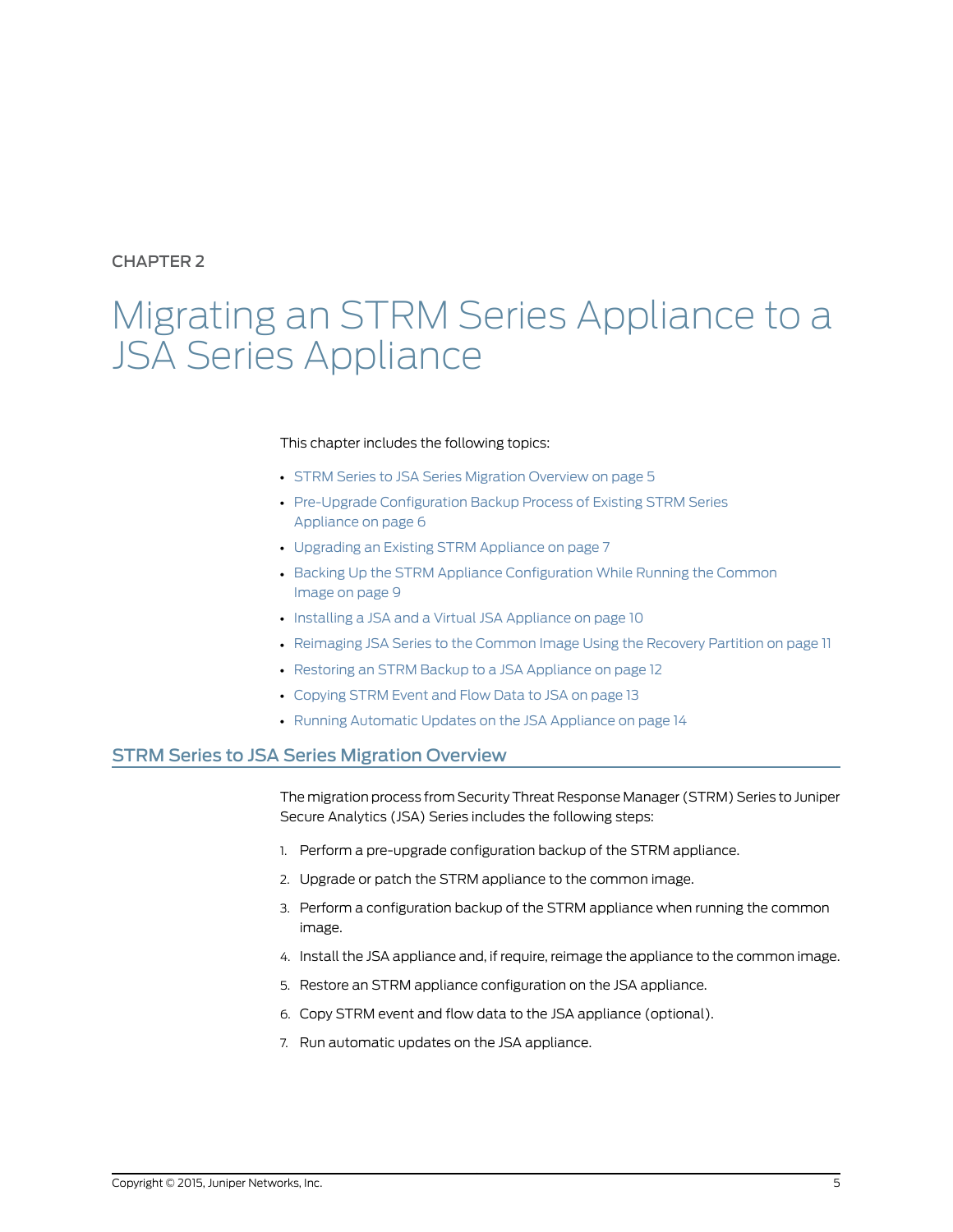CHAPTER 2

# Migrating an STRM Series Appliance to a JSA Series Appliance

This chapter includes the following topics:

- STRM Series to JSA Series Migration Overview on page 5
- Pre-Upgrade Configuration Backup Process of Existing STRM Series Appliance on page 6
- Upgrading an Existing STRM Appliance on page 7
- Backing Up the STRM Appliance Configuration While Running the Common Image on page 9
- Installing a JSA and a Virtual JSA Appliance on page 10
- Reimaging JSA Series to the Common Image Using the Recovery Partition on page 11
- Restoring an STRM Backup to a JSA Appliance on page 12
- Copying STRM Event and Flow Data to JSA on page 13
- Running Automatic Updates on the JSA Appliance on page 14

## STRM Series to JSA Series Migration Overview

The migration process from Security Threat Response Manager (STRM) Series to Juniper Secure Analytics (JSA) Series includes the following steps:

1. Perform a pre-upgrade configuration backup of the STRM appliance.
2. Upgrade or patch the STRM appliance to the common image.
3. Perform a configuration backup of the STRM appliance when running the common image.
4. Install the JSA appliance and, if require, reimage the appliance to the common image.
5. Restore an STRM appliance configuration on the JSA appliance.
6. Copy STRM event and flow data to the JSA appliance (optional).
7. Run automatic updates on the JSA appliance.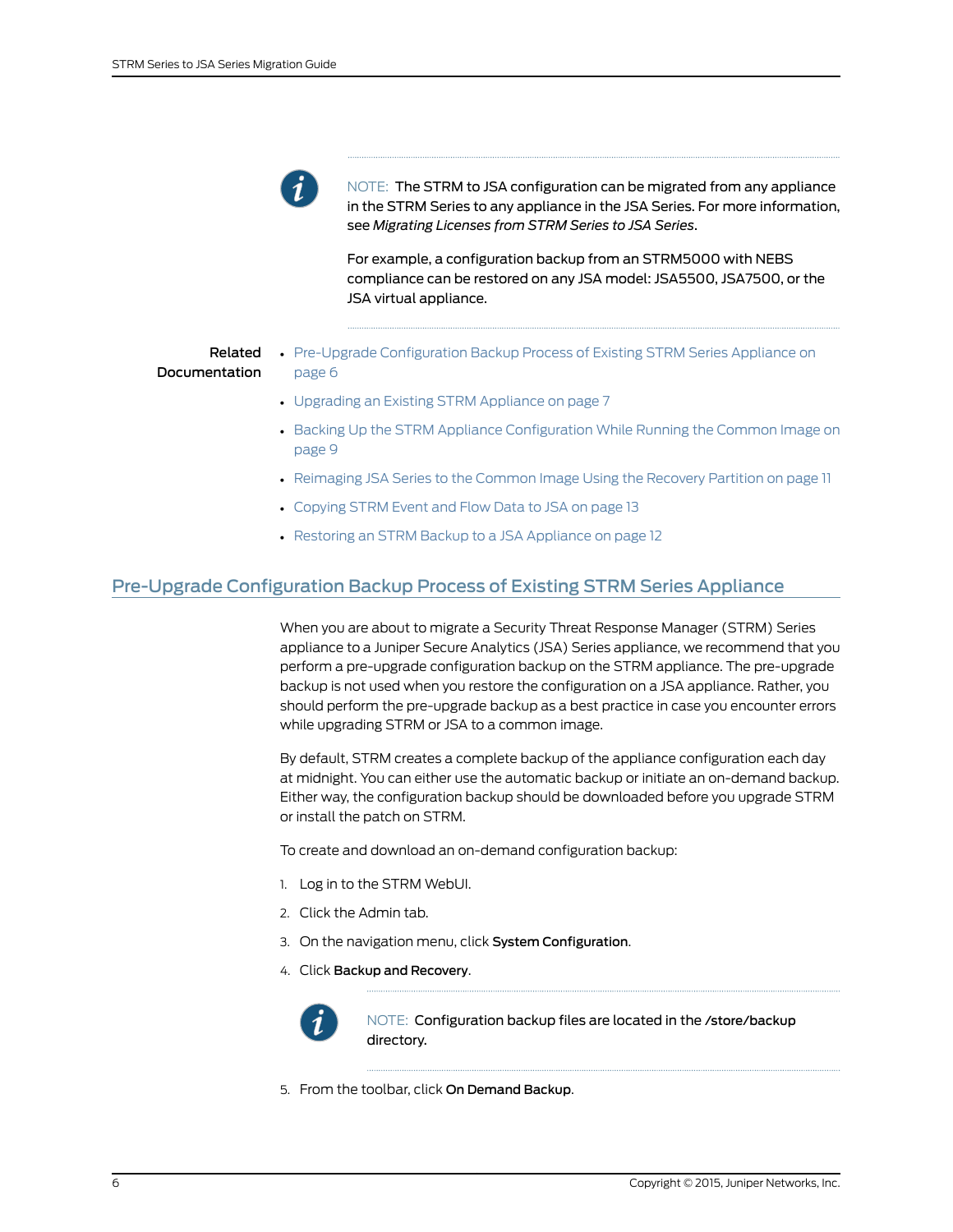NOTE: The STRM to JSA configuration can be migrated from any appliance in the STRM Series to any appliance in the JSA Series. For more information, see *Migrating Licenses from STRM Series to JSA Series*.

For example, a configuration backup from an STRM5000 with NEBS compliance can be restored on any JSA model: JSA5500, JSA7500, or the JSA virtual appliance.

**Related Documentation**

- Pre-Upgrade Configuration Backup Process of Existing STRM Series Appliance on page 6
- Upgrading an Existing STRM Appliance on page 7
- Backing Up the STRM Appliance Configuration While Running the Common Image on page 9
- Reimaging JSA Series to the Common Image Using the Recovery Partition on page 11
- Copying STRM Event and Flow Data to JSA on page 13
- Restoring an STRM Backup to a JSA Appliance on page 12

## Pre-Upgrade Configuration Backup Process of Existing STRM Series Appliance

When you are about to migrate a Security Threat Response Manager (STRM) Series appliance to a Juniper Secure Analytics (JSA) Series appliance, we recommend that you perform a pre-upgrade configuration backup on the STRM appliance. The pre-upgrade backup is not used when you restore the configuration on a JSA appliance. Rather, you should perform the pre-upgrade backup as a best practice in case you encounter errors while upgrading STRM or JSA to a common image.

By default, STRM creates a complete backup of the appliance configuration each day at midnight. You can either use the automatic backup or initiate an on-demand backup. Either way, the configuration backup should be downloaded before you upgrade STRM or install the patch on STRM.

To create and download an on-demand configuration backup:

1. Log in to the STRM WebUI.
2. Click the Admin tab.
3. On the navigation menu, click **System Configuration**.
4. Click **Backup and Recovery**.

   NOTE: Configuration backup files are located in the /store/backup directory.

5. From the toolbar, click **On Demand Backup**.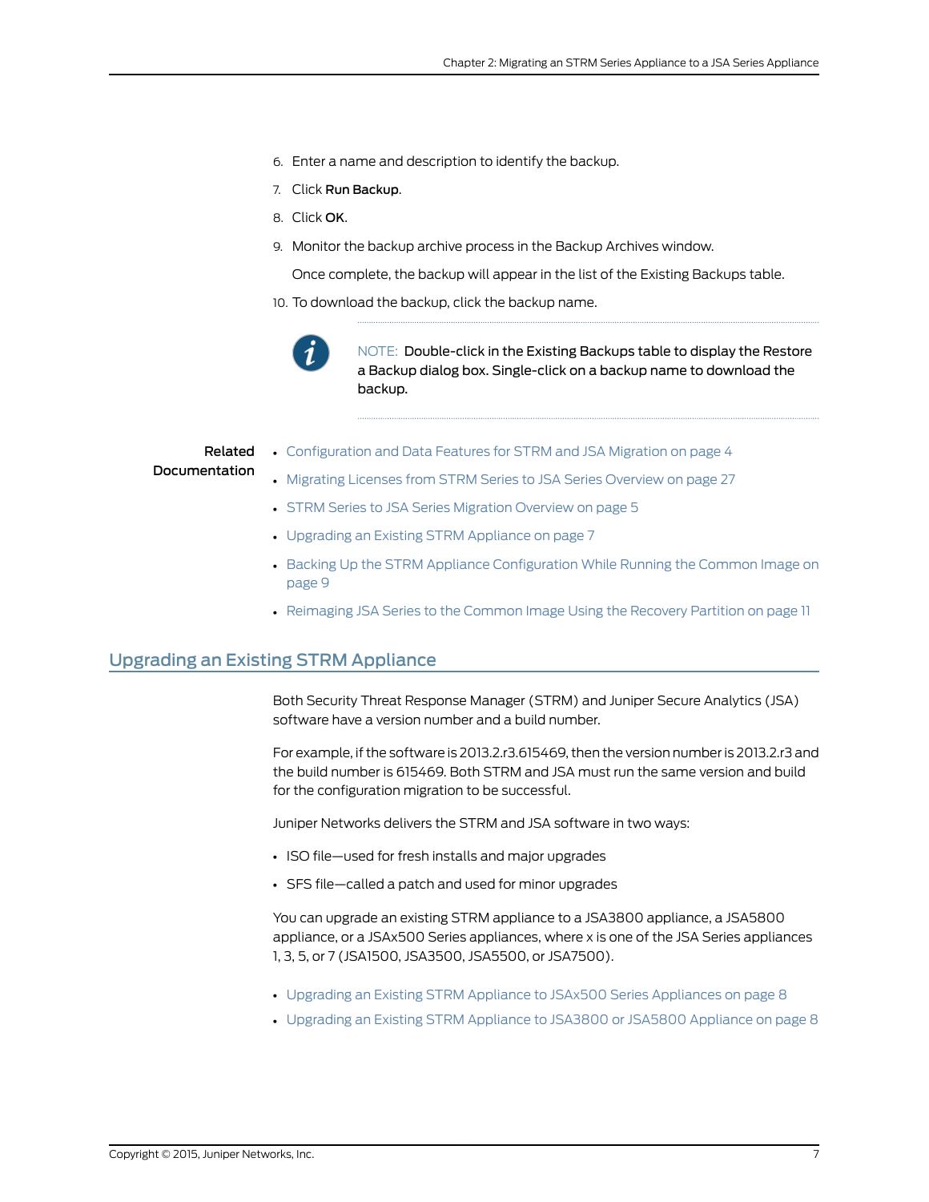6. Enter a name and description to identify the backup.
7. Click **Run Backup**.
8. Click **OK**.
9. Monitor the backup archive process in the Backup Archives window.

   Once complete, the backup will appear in the list of the Existing Backups table.
10. To download the backup, click the backup name.

> NOTE: Double-click in the Existing Backups table to display the Restore a Backup dialog box. Single-click on a backup name to download the backup.

**Related Documentation**

- Configuration and Data Features for STRM and JSA Migration on page 4
- Migrating Licenses from STRM Series to JSA Series Overview on page 27
- STRM Series to JSA Series Migration Overview on page 5
- Upgrading an Existing STRM Appliance on page 7
- Backing Up the STRM Appliance Configuration While Running the Common Image on page 9
- Reimaging JSA Series to the Common Image Using the Recovery Partition on page 11

## Upgrading an Existing STRM Appliance

Both Security Threat Response Manager (STRM) and Juniper Secure Analytics (JSA) software have a version number and a build number.

For example, if the software is 2013.2.r3.615469, then the version number is 2013.2.r3 and the build number is 615469. Both STRM and JSA must run the same version and build for the configuration migration to be successful.

Juniper Networks delivers the STRM and JSA software in two ways:

- ISO file—used for fresh installs and major upgrades
- SFS file—called a patch and used for minor upgrades

You can upgrade an existing STRM appliance to a JSA3800 appliance, a JSA5800 appliance, or a JSAx500 Series appliances, where x is one of the JSA Series appliances 1, 3, 5, or 7 (JSA1500, JSA3500, JSA5500, or JSA7500).

- Upgrading an Existing STRM Appliance to JSAx500 Series Appliances on page 8
- Upgrading an Existing STRM Appliance to JSA3800 or JSA5800 Appliance on page 8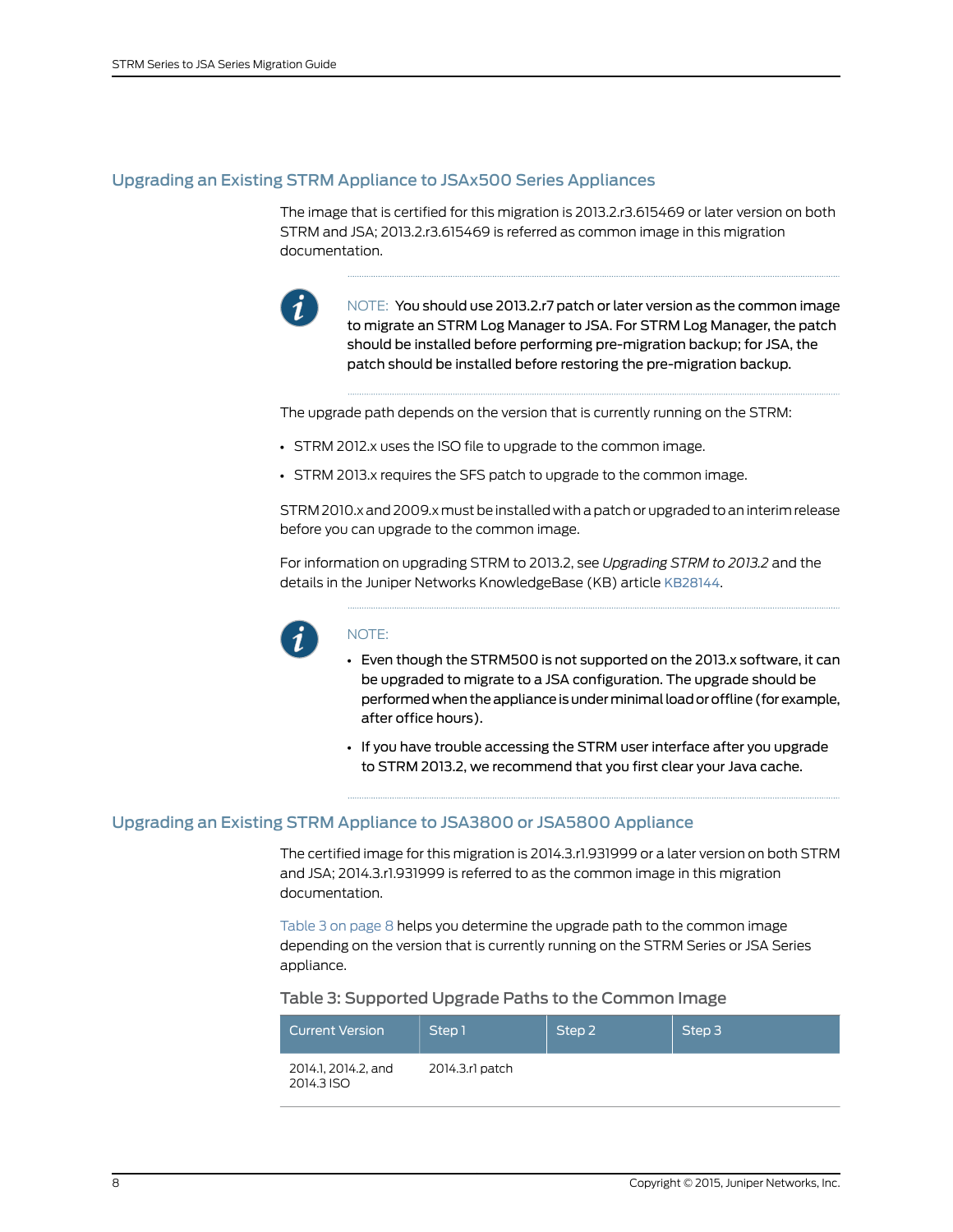## Upgrading an Existing STRM Appliance to JSAx500 Series Appliances

The image that is certified for this migration is 2013.2.r3.615469 or later version on both STRM and JSA; 2013.2.r3.615469 is referred as common image in this migration documentation.

> NOTE: You should use 2013.2.r7 patch or later version as the common image to migrate an STRM Log Manager to JSA. For STRM Log Manager, the patch should be installed before performing pre-migration backup; for JSA, the patch should be installed before restoring the pre-migration backup.

The upgrade path depends on the version that is currently running on the STRM:

- STRM 2012.x uses the ISO file to upgrade to the common image.
- STRM 2013.x requires the SFS patch to upgrade to the common image.

STRM 2010.x and 2009.x must be installed with a patch or upgraded to an interim release before you can upgrade to the common image.

For information on upgrading STRM to 2013.2, see *Upgrading STRM to 2013.2* and the details in the Juniper Networks KnowledgeBase (KB) article KB28144.

> NOTE:
>
> - Even though the STRM500 is not supported on the 2013.x software, it can be upgraded to migrate to a JSA configuration. The upgrade should be performed when the appliance is under minimal load or offline (for example, after office hours).
> - If you have trouble accessing the STRM user interface after you upgrade to STRM 2013.2, we recommend that you first clear your Java cache.

## Upgrading an Existing STRM Appliance to JSA3800 or JSA5800 Appliance

The certified image for this migration is 2014.3.r1.931999 or a later version on both STRM and JSA; 2014.3.r1.931999 is referred to as the common image in this migration documentation.

Table 3 on page 8 helps you determine the upgrade path to the common image depending on the version that is currently running on the STRM Series or JSA Series appliance.

Table 3: Supported Upgrade Paths to the Common Image

| Current Version | Step 1 | Step 2 | Step 3 |
| --- | --- | --- | --- |
| 2014.1, 2014.2, and 2014.3 ISO | 2014.3.r1 patch | | |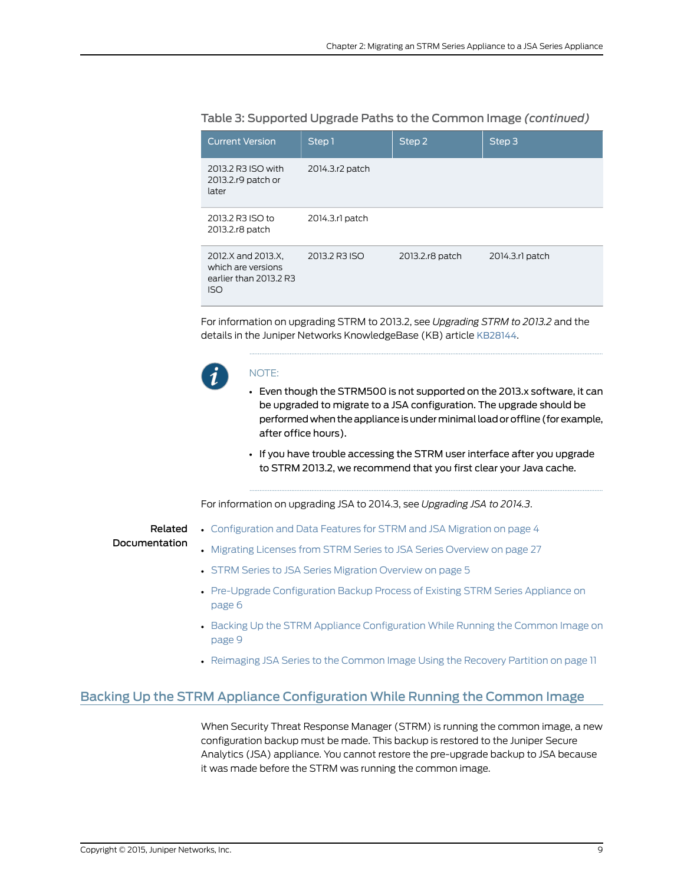Table 3: Supported Upgrade Paths to the Common Image *(continued)*

| Current Version | Step 1 | Step 2 | Step 3 |
|---|---|---|---|
| 2013.2 R3 ISO with 2013.2.r9 patch or later | 2014.3.r2 patch | | |
| 2013.2 R3 ISO to 2013.2.r8 patch | 2014.3.r1 patch | | |
| 2012.X and 2013.X, which are versions earlier than 2013.2 R3 ISO | 2013.2 R3 ISO | 2013.2.r8 patch | 2014.3.r1 patch |

For information on upgrading STRM to 2013.2, see *Upgrading STRM to 2013.2* and the details in the Juniper Networks KnowledgeBase (KB) article KB28144.

NOTE:

- Even though the STRM500 is not supported on the 2013.x software, it can be upgraded to migrate to a JSA configuration. The upgrade should be performed when the appliance is under minimal load or offline (for example, after office hours).
- If you have trouble accessing the STRM user interface after you upgrade to STRM 2013.2, we recommend that you first clear your Java cache.

For information on upgrading JSA to 2014.3, see *Upgrading JSA to 2014.3*.

**Related Documentation**

- Configuration and Data Features for STRM and JSA Migration on page 4
- Migrating Licenses from STRM Series to JSA Series Overview on page 27
- STRM Series to JSA Series Migration Overview on page 5
- Pre-Upgrade Configuration Backup Process of Existing STRM Series Appliance on page 6
- Backing Up the STRM Appliance Configuration While Running the Common Image on page 9
- Reimaging JSA Series to the Common Image Using the Recovery Partition on page 11

## Backing Up the STRM Appliance Configuration While Running the Common Image

When Security Threat Response Manager (STRM) is running the common image, a new configuration backup must be made. This backup is restored to the Juniper Secure Analytics (JSA) appliance. You cannot restore the pre-upgrade backup to JSA because it was made before the STRM was running the common image.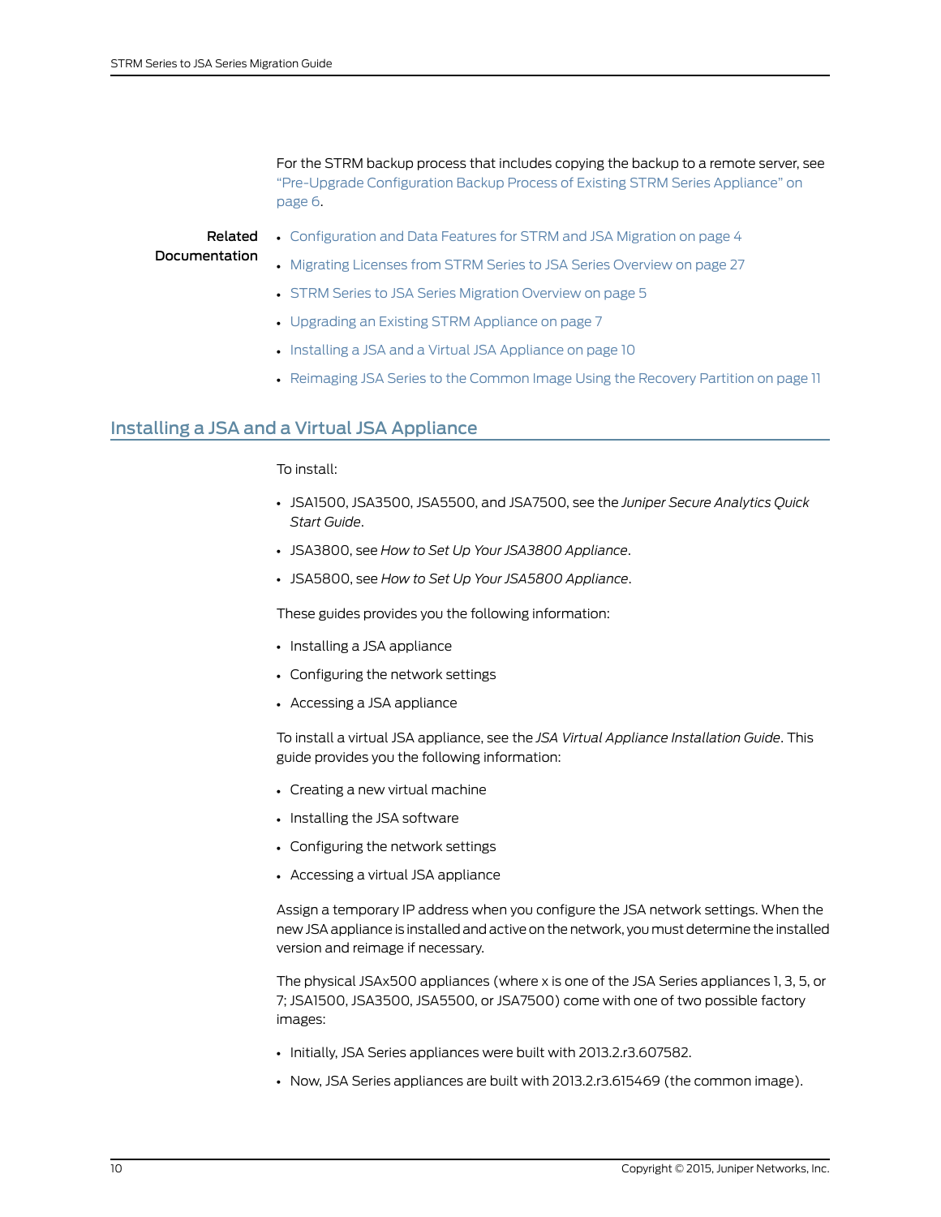For the STRM backup process that includes copying the backup to a remote server, see "Pre-Upgrade Configuration Backup Process of Existing STRM Series Appliance" on page 6.

**Related Documentation**

- Configuration and Data Features for STRM and JSA Migration on page 4
- Migrating Licenses from STRM Series to JSA Series Overview on page 27
- STRM Series to JSA Series Migration Overview on page 5
- Upgrading an Existing STRM Appliance on page 7
- Installing a JSA and a Virtual JSA Appliance on page 10
- Reimaging JSA Series to the Common Image Using the Recovery Partition on page 11

## Installing a JSA and a Virtual JSA Appliance

To install:

- JSA1500, JSA3500, JSA5500, and JSA7500, see the *Juniper Secure Analytics Quick Start Guide*.
- JSA3800, see *How to Set Up Your JSA3800 Appliance*.
- JSA5800, see *How to Set Up Your JSA5800 Appliance*.

These guides provides you the following information:

- Installing a JSA appliance
- Configuring the network settings
- Accessing a JSA appliance

To install a virtual JSA appliance, see the *JSA Virtual Appliance Installation Guide*. This guide provides you the following information:

- Creating a new virtual machine
- Installing the JSA software
- Configuring the network settings
- Accessing a virtual JSA appliance

Assign a temporary IP address when you configure the JSA network settings. When the new JSA appliance is installed and active on the network, you must determine the installed version and reimage if necessary.

The physical JSAx500 appliances (where x is one of the JSA Series appliances 1, 3, 5, or 7; JSA1500, JSA3500, JSA5500, or JSA7500) come with one of two possible factory images:

- Initially, JSA Series appliances were built with 2013.2.r3.607582.
- Now, JSA Series appliances are built with 2013.2.r3.615469 (the common image).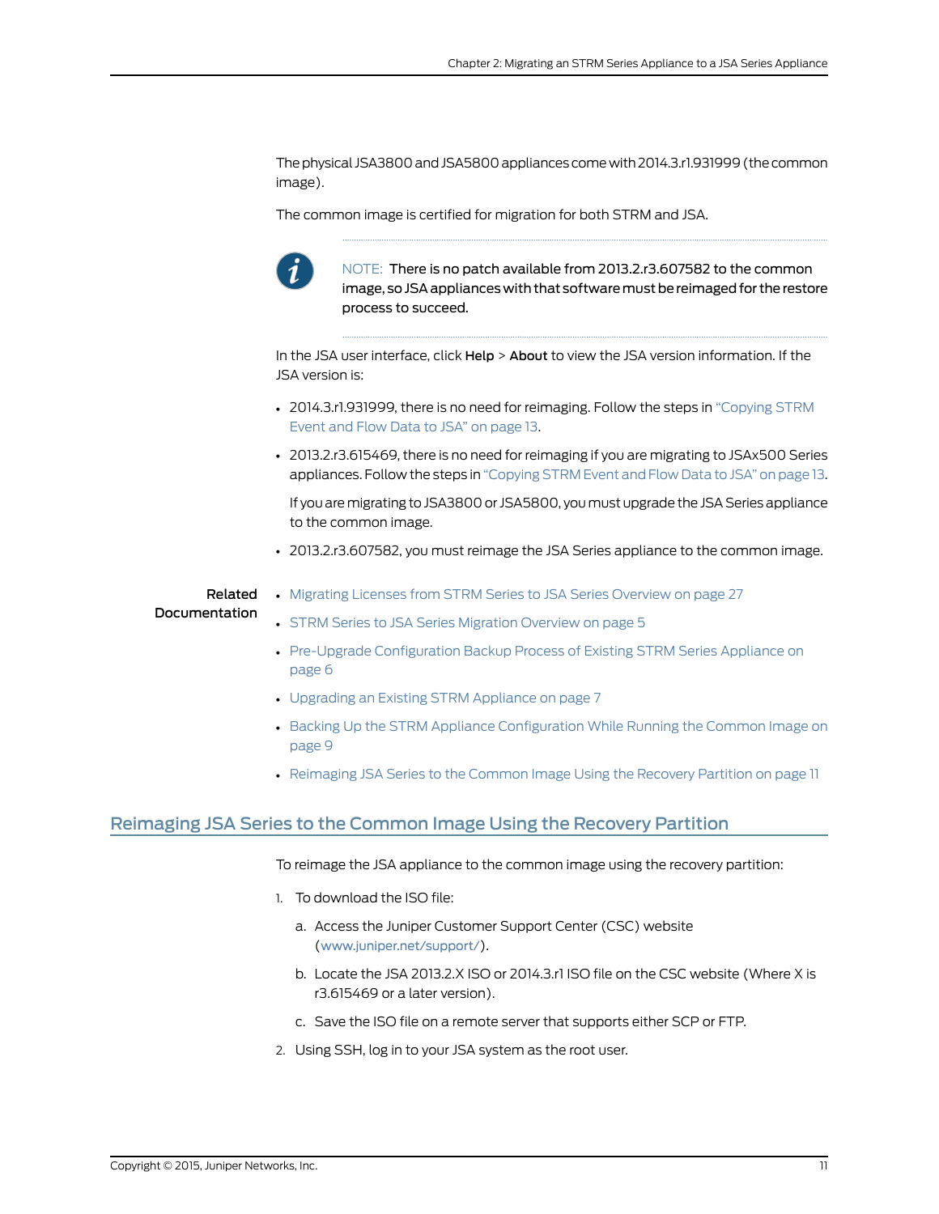The physical JSA3800 and JSA5800 appliances come with 2014.3.r1.931999 (the common image).

The common image is certified for migration for both STRM and JSA.

NOTE: There is no patch available from 2013.2.r3.607582 to the common image, so JSA appliances with that software must be reimaged for the restore process to succeed.

In the JSA user interface, click **Help** > **About** to view the JSA version information. If the JSA version is:

- 2014.3.r1.931999, there is no need for reimaging. Follow the steps in "Copying STRM Event and Flow Data to JSA" on page 13.
- 2013.2.r3.615469, there is no need for reimaging if you are migrating to JSAx500 Series appliances. Follow the steps in "Copying STRM Event and Flow Data to JSA" on page 13.

  If you are migrating to JSA3800 or JSA5800, you must upgrade the JSA Series appliance to the common image.
- 2013.2.r3.607582, you must reimage the JSA Series appliance to the common image.

**Related Documentation**

- Migrating Licenses from STRM Series to JSA Series Overview on page 27
- STRM Series to JSA Series Migration Overview on page 5
- Pre-Upgrade Configuration Backup Process of Existing STRM Series Appliance on page 6
- Upgrading an Existing STRM Appliance on page 7
- Backing Up the STRM Appliance Configuration While Running the Common Image on page 9
- Reimaging JSA Series to the Common Image Using the Recovery Partition on page 11

## Reimaging JSA Series to the Common Image Using the Recovery Partition

To reimage the JSA appliance to the common image using the recovery partition:

1. To download the ISO file:
   a. Access the Juniper Customer Support Center (CSC) website (www.juniper.net/support/).
   b. Locate the JSA 2013.2.X ISO or 2014.3.r1 ISO file on the CSC website (Where X is r3.615469 or a later version).
   c. Save the ISO file on a remote server that supports either SCP or FTP.
2. Using SSH, log in to your JSA system as the root user.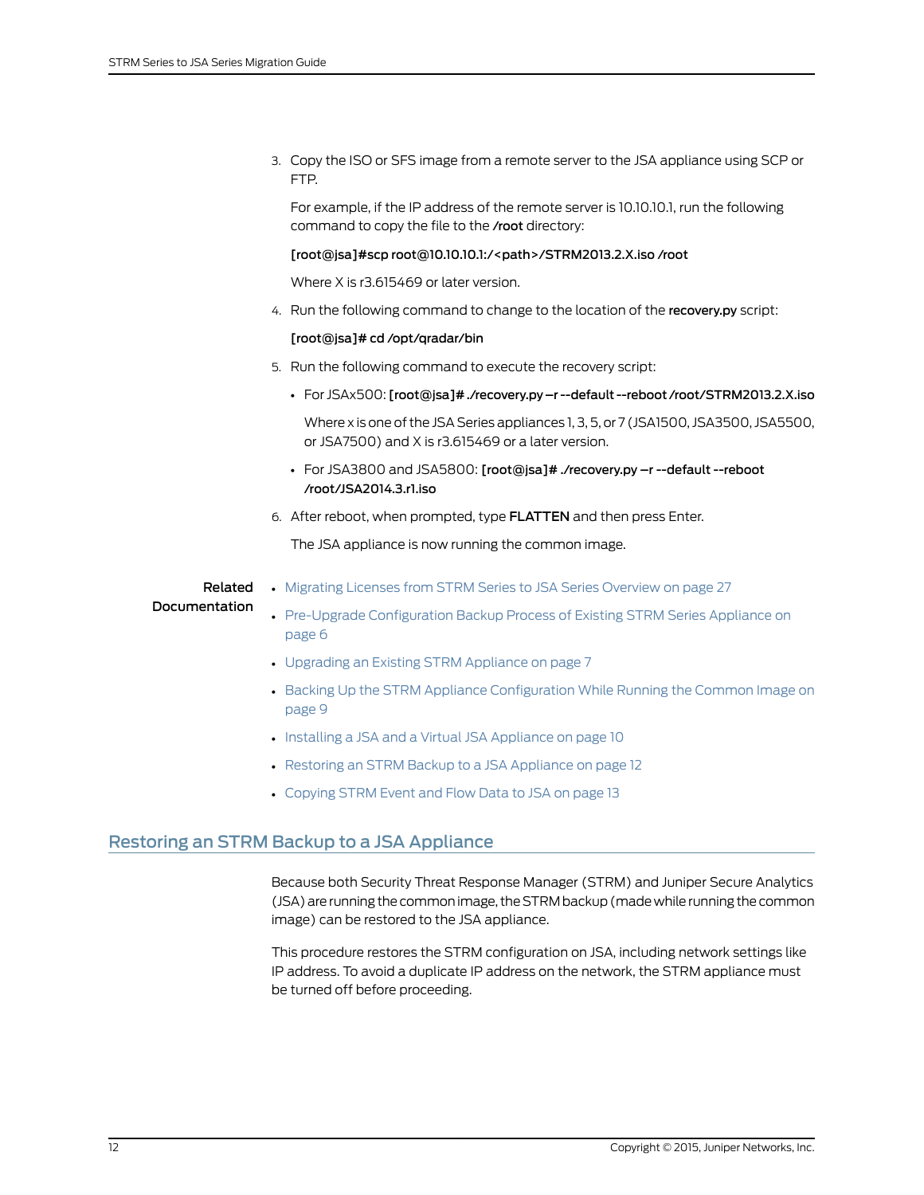3. Copy the ISO or SFS image from a remote server to the JSA appliance using SCP or FTP.

   For example, if the IP address of the remote server is 10.10.10.1, run the following command to copy the file to the **/root** directory:

   **[root@jsa]#scp root@10.10.10.1:/<path>/STRM2013.2.X.iso /root**

   Where X is r3.615469 or later version.

4. Run the following command to change to the location of the **recovery.py** script:

   **[root@jsa]# cd /opt/qradar/bin**

5. Run the following command to execute the recovery script:

   - For JSAx500: **[root@jsa]# ./recovery.py –r --default --reboot /root/STRM2013.2.X.iso**

     Where x is one of the JSA Series appliances 1, 3, 5, or 7 (JSA1500, JSA3500, JSA5500, or JSA7500) and X is r3.615469 or a later version.

   - For JSA3800 and JSA5800: **[root@jsa]# ./recovery.py –r --default --reboot /root/JSA2014.3.r1.iso**

6. After reboot, when prompted, type **FLATTEN** and then press Enter.

   The JSA appliance is now running the common image.

**Related Documentation**

- Migrating Licenses from STRM Series to JSA Series Overview on page 27
- Pre-Upgrade Configuration Backup Process of Existing STRM Series Appliance on page 6
- Upgrading an Existing STRM Appliance on page 7
- Backing Up the STRM Appliance Configuration While Running the Common Image on page 9
- Installing a JSA and a Virtual JSA Appliance on page 10
- Restoring an STRM Backup to a JSA Appliance on page 12
- Copying STRM Event and Flow Data to JSA on page 13

## Restoring an STRM Backup to a JSA Appliance

Because both Security Threat Response Manager (STRM) and Juniper Secure Analytics (JSA) are running the common image, the STRM backup (made while running the common image) can be restored to the JSA appliance.

This procedure restores the STRM configuration on JSA, including network settings like IP address. To avoid a duplicate IP address on the network, the STRM appliance must be turned off before proceeding.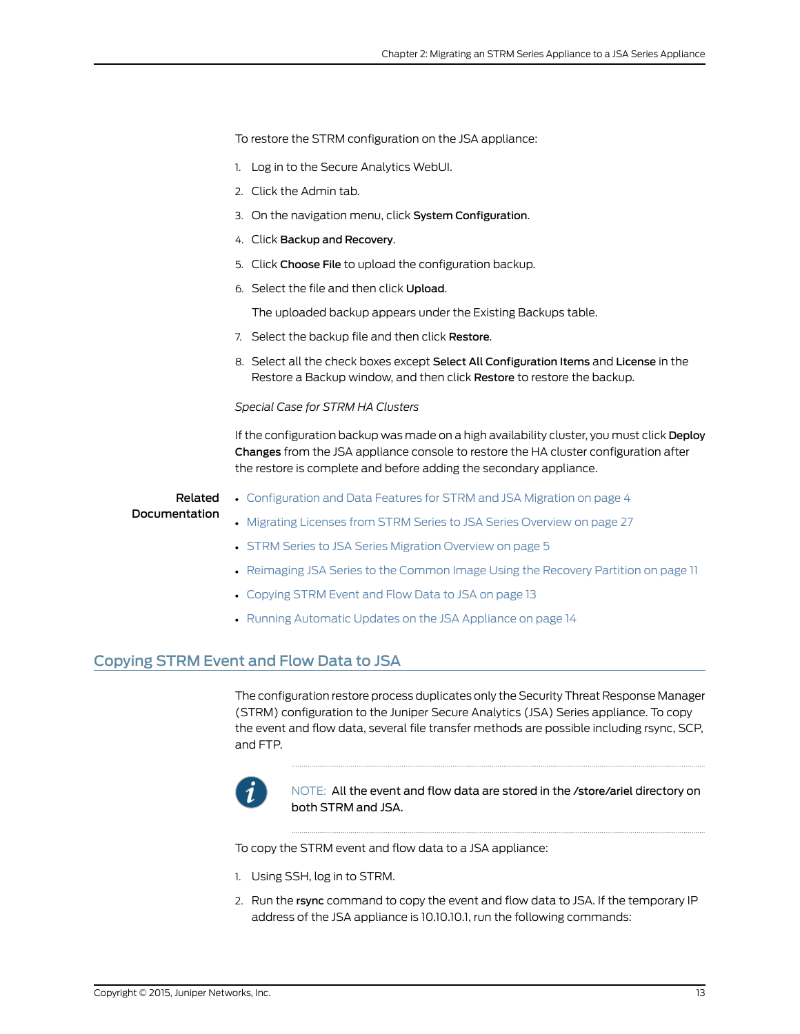To restore the STRM configuration on the JSA appliance:

1. Log in to the Secure Analytics WebUI.
2. Click the Admin tab.
3. On the navigation menu, click **System Configuration**.
4. Click **Backup and Recovery**.
5. Click **Choose File** to upload the configuration backup.
6. Select the file and then click **Upload**.

   The uploaded backup appears under the Existing Backups table.
7. Select the backup file and then click **Restore**.
8. Select all the check boxes except **Select All Configuration Items** and **License** in the Restore a Backup window, and then click **Restore** to restore the backup.

*Special Case for STRM HA Clusters*

If the configuration backup was made on a high availability cluster, you must click **Deploy Changes** from the JSA appliance console to restore the HA cluster configuration after the restore is complete and before adding the secondary appliance.

**Related Documentation**

- Configuration and Data Features for STRM and JSA Migration on page 4
- Migrating Licenses from STRM Series to JSA Series Overview on page 27
- STRM Series to JSA Series Migration Overview on page 5
- Reimaging JSA Series to the Common Image Using the Recovery Partition on page 11
- Copying STRM Event and Flow Data to JSA on page 13
- Running Automatic Updates on the JSA Appliance on page 14

## Copying STRM Event and Flow Data to JSA

The configuration restore process duplicates only the Security Threat Response Manager (STRM) configuration to the Juniper Secure Analytics (JSA) Series appliance. To copy the event and flow data, several file transfer methods are possible including rsync, SCP, and FTP.

NOTE: All the event and flow data are stored in the **/store/ariel** directory on both STRM and JSA.

To copy the STRM event and flow data to a JSA appliance:

1. Using SSH, log in to STRM.
2. Run the **rsync** command to copy the event and flow data to JSA. If the temporary IP address of the JSA appliance is 10.10.10.1, run the following commands: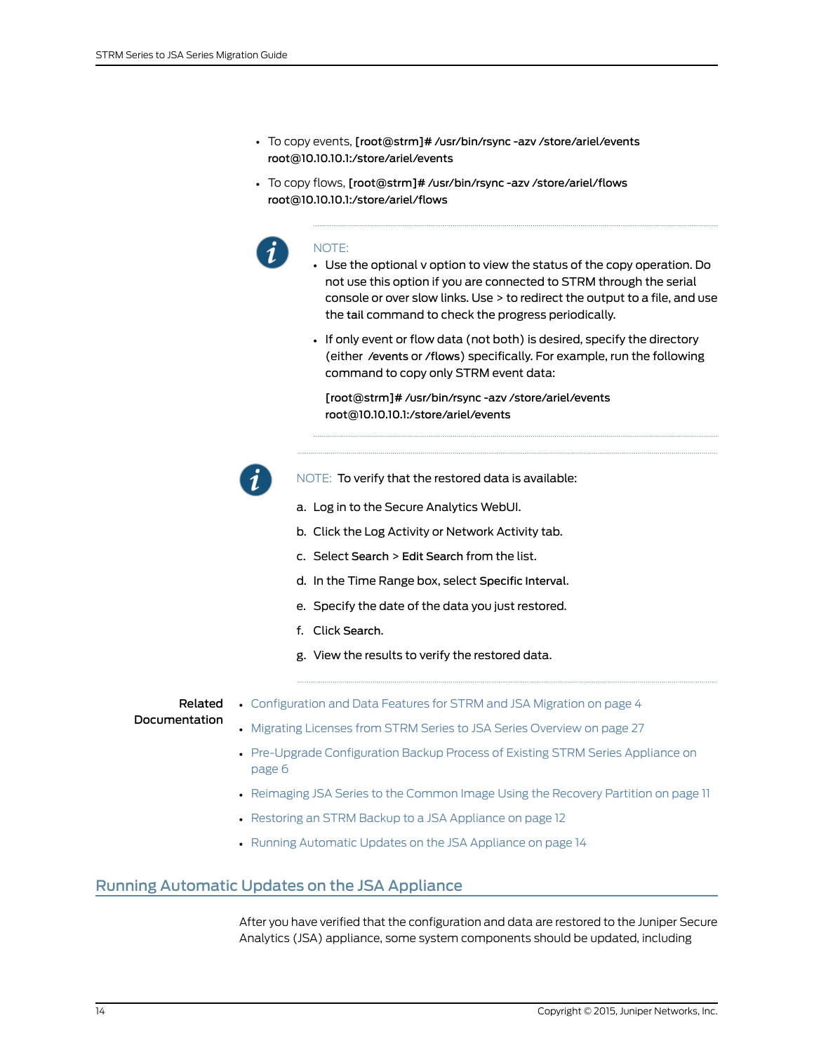- To copy events, **[root@strm]# /usr/bin/rsync -azv /store/ariel/events root@10.10.10.1:/store/ariel/events**
- To copy flows, **[root@strm]# /usr/bin/rsync -azv /store/ariel/flows root@10.10.10.1:/store/ariel/flows**

> NOTE:
> - Use the optional v option to view the status of the copy operation. Do not use this option if you are connected to STRM through the serial console or over slow links. Use > to redirect the output to a file, and use the tail command to check the progress periodically.
> - If only event or flow data (not both) is desired, specify the directory (either /events or /flows) specifically. For example, run the following command to copy only STRM event data:
>
>   **[root@strm]# /usr/bin/rsync -azv /store/ariel/events root@10.10.10.1:/store/ariel/events**

> NOTE: To verify that the restored data is available:
>
> a. Log in to the Secure Analytics WebUI.
>
> b. Click the Log Activity or Network Activity tab.
>
> c. Select **Search > Edit Search** from the list.
>
> d. In the Time Range box, select **Specific Interval**.
>
> e. Specify the date of the data you just restored.
>
> f. Click **Search**.
>
> g. View the results to verify the restored data.

**Related Documentation**

- Configuration and Data Features for STRM and JSA Migration on page 4
- Migrating Licenses from STRM Series to JSA Series Overview on page 27
- Pre-Upgrade Configuration Backup Process of Existing STRM Series Appliance on page 6
- Reimaging JSA Series to the Common Image Using the Recovery Partition on page 11
- Restoring an STRM Backup to a JSA Appliance on page 12
- Running Automatic Updates on the JSA Appliance on page 14

## Running Automatic Updates on the JSA Appliance

After you have verified that the configuration and data are restored to the Juniper Secure Analytics (JSA) appliance, some system components should be updated, including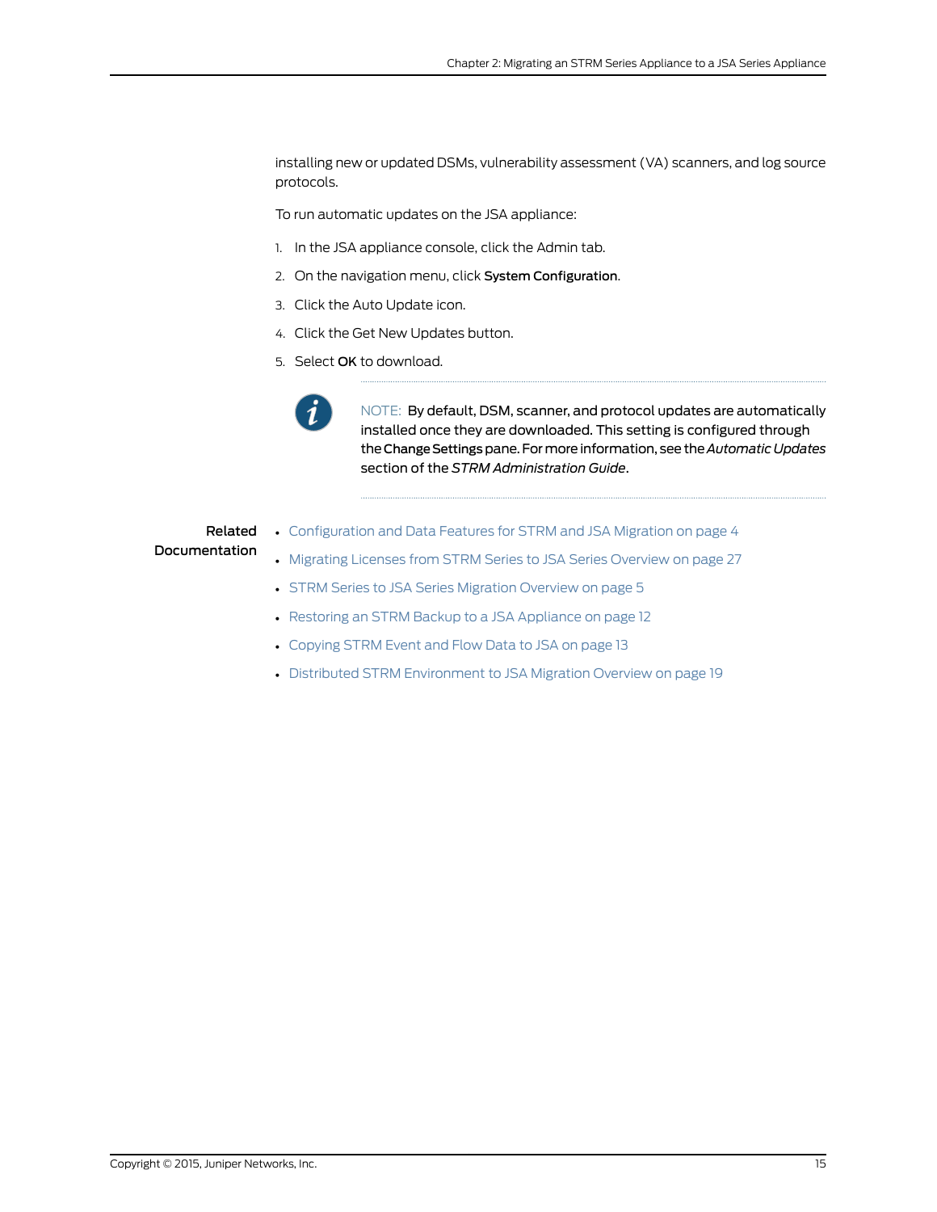installing new or updated DSMs, vulnerability assessment (VA) scanners, and log source protocols.

To run automatic updates on the JSA appliance:

1. In the JSA appliance console, click the Admin tab.
2. On the navigation menu, click **System Configuration**.
3. Click the Auto Update icon.
4. Click the Get New Updates button.
5. Select **OK** to download.

NOTE: By default, DSM, scanner, and protocol updates are automatically installed once they are downloaded. This setting is configured through the **Change Settings** pane. For more information, see the *Automatic Updates* section of the *STRM Administration Guide*.

**Related Documentation**

- Configuration and Data Features for STRM and JSA Migration on page 4
- Migrating Licenses from STRM Series to JSA Series Overview on page 27
- STRM Series to JSA Series Migration Overview on page 5
- Restoring an STRM Backup to a JSA Appliance on page 12
- Copying STRM Event and Flow Data to JSA on page 13
- Distributed STRM Environment to JSA Migration Overview on page 19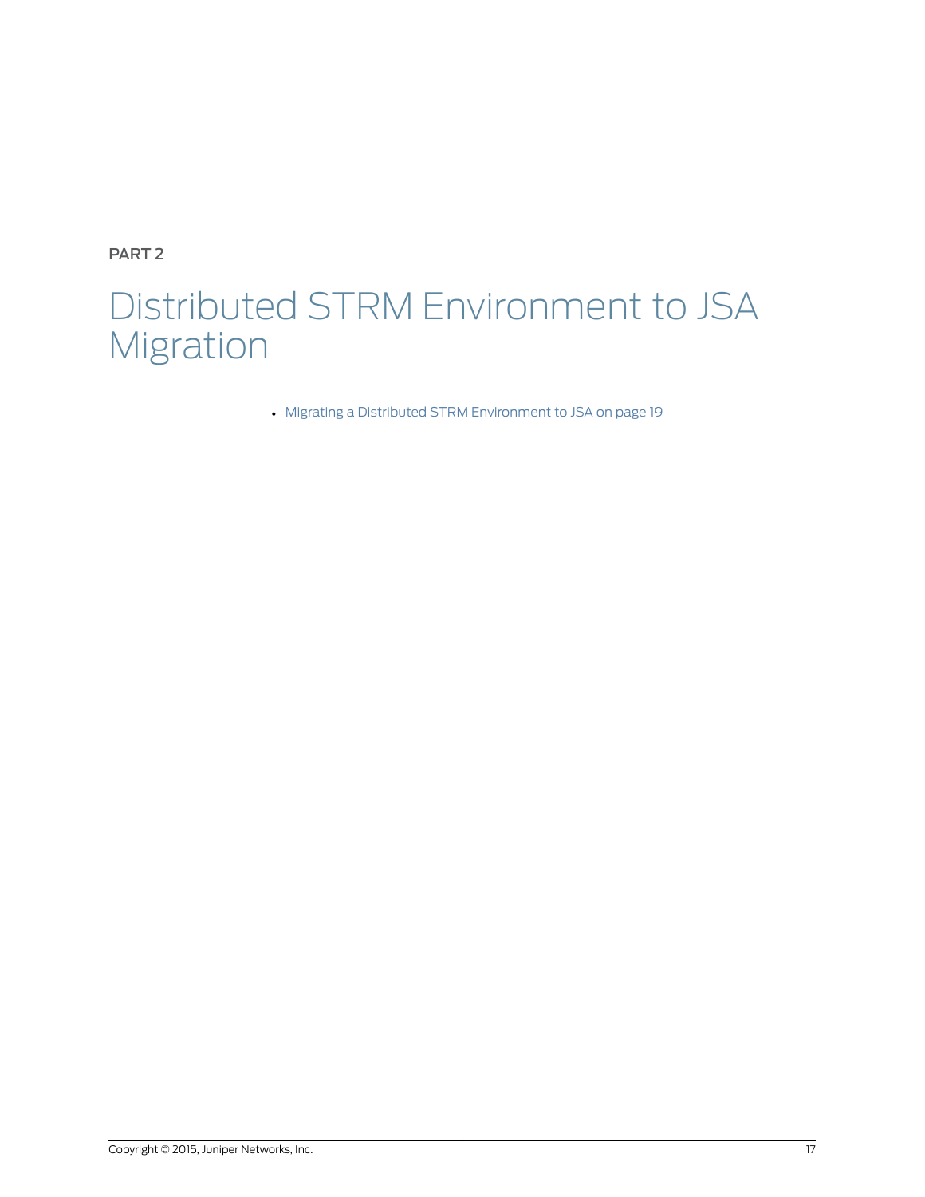PART 2

# Distributed STRM Environment to JSA Migration

- Migrating a Distributed STRM Environment to JSA on page 19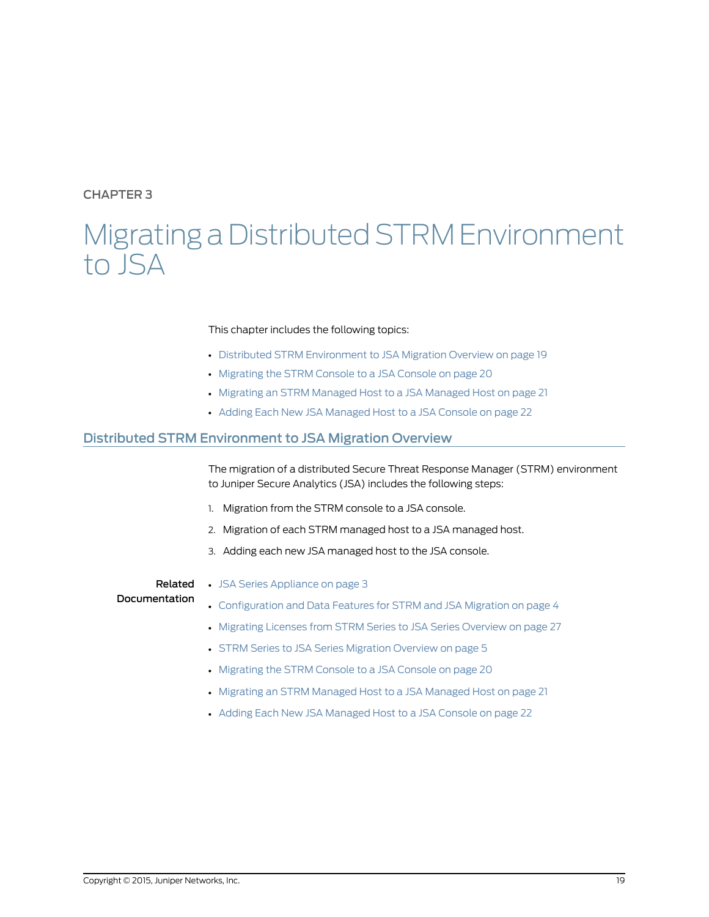CHAPTER 3

# Migrating a Distributed STRM Environment to JSA

This chapter includes the following topics:

- Distributed STRM Environment to JSA Migration Overview on page 19
- Migrating the STRM Console to a JSA Console on page 20
- Migrating an STRM Managed Host to a JSA Managed Host on page 21
- Adding Each New JSA Managed Host to a JSA Console on page 22

## Distributed STRM Environment to JSA Migration Overview

The migration of a distributed Secure Threat Response Manager (STRM) environment to Juniper Secure Analytics (JSA) includes the following steps:

1. Migration from the STRM console to a JSA console.
2. Migration of each STRM managed host to a JSA managed host.
3. Adding each new JSA managed host to the JSA console.

**Related Documentation**

- JSA Series Appliance on page 3
- Configuration and Data Features for STRM and JSA Migration on page 4
- Migrating Licenses from STRM Series to JSA Series Overview on page 27
- STRM Series to JSA Series Migration Overview on page 5
- Migrating the STRM Console to a JSA Console on page 20
- Migrating an STRM Managed Host to a JSA Managed Host on page 21
- Adding Each New JSA Managed Host to a JSA Console on page 22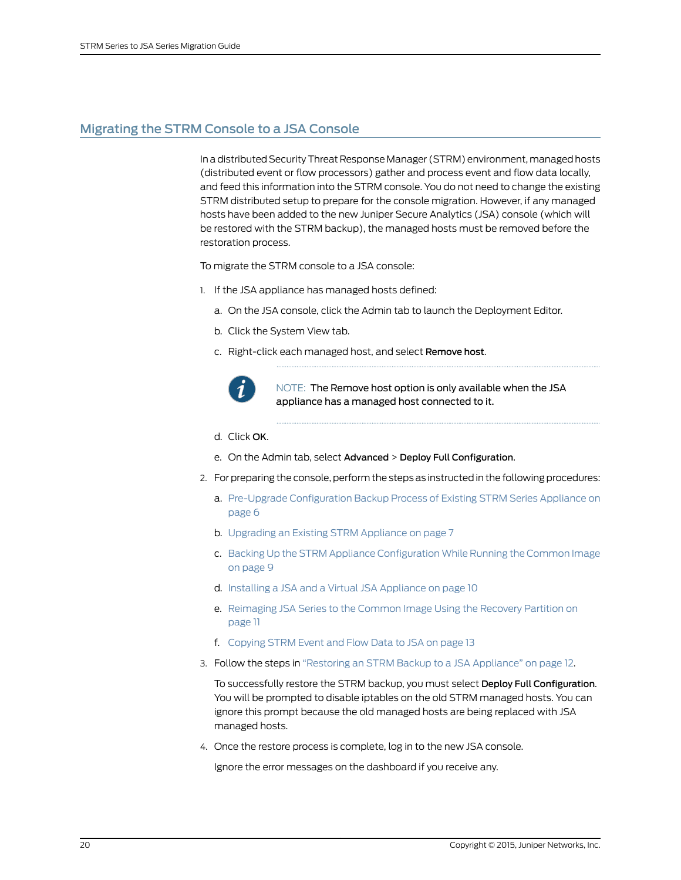## Migrating the STRM Console to a JSA Console

In a distributed Security Threat Response Manager (STRM) environment, managed hosts (distributed event or flow processors) gather and process event and flow data locally, and feed this information into the STRM console. You do not need to change the existing STRM distributed setup to prepare for the console migration. However, if any managed hosts have been added to the new Juniper Secure Analytics (JSA) console (which will be restored with the STRM backup), the managed hosts must be removed before the restoration process.

To migrate the STRM console to a JSA console:

1. If the JSA appliance has managed hosts defined:

   a. On the JSA console, click the Admin tab to launch the Deployment Editor.

   b. Click the System View tab.

   c. Right-click each managed host, and select **Remove host**.

   > NOTE: The Remove host option is only available when the JSA appliance has a managed host connected to it.

   d. Click **OK**.

   e. On the Admin tab, select **Advanced** > **Deploy Full Configuration**.

2. For preparing the console, perform the steps as instructed in the following procedures:

   a. Pre-Upgrade Configuration Backup Process of Existing STRM Series Appliance on page 6

   b. Upgrading an Existing STRM Appliance on page 7

   c. Backing Up the STRM Appliance Configuration While Running the Common Image on page 9

   d. Installing a JSA and a Virtual JSA Appliance on page 10

   e. Reimaging JSA Series to the Common Image Using the Recovery Partition on page 11

   f. Copying STRM Event and Flow Data to JSA on page 13

3. Follow the steps in "Restoring an STRM Backup to a JSA Appliance" on page 12.

   To successfully restore the STRM backup, you must select **Deploy Full Configuration**. You will be prompted to disable iptables on the old STRM managed hosts. You can ignore this prompt because the old managed hosts are being replaced with JSA managed hosts.

4. Once the restore process is complete, log in to the new JSA console.

   Ignore the error messages on the dashboard if you receive any.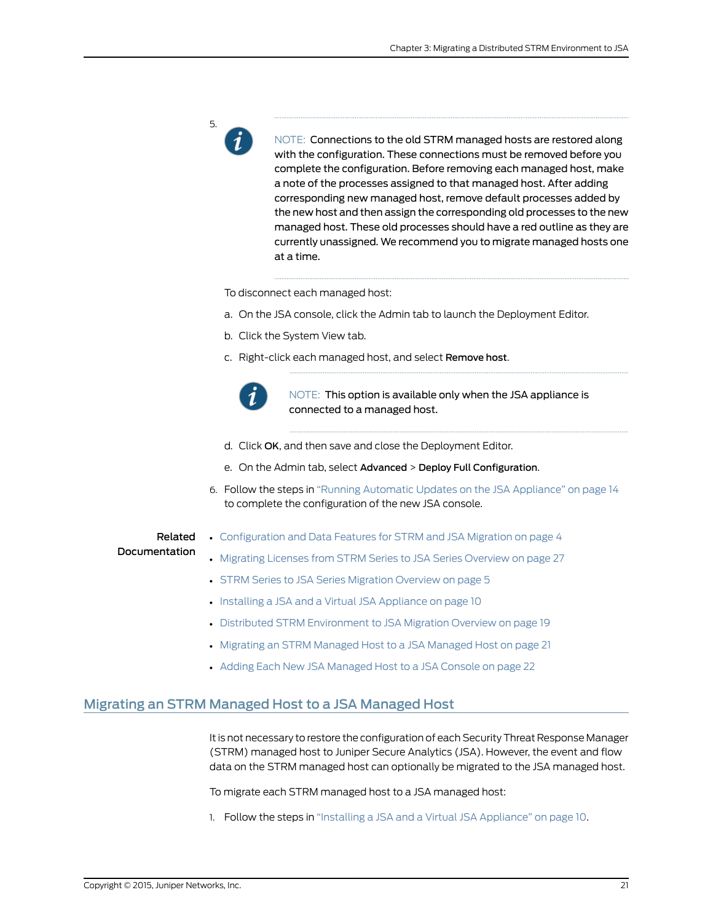5. NOTE: Connections to the old STRM managed hosts are restored along with the configuration. These connections must be removed before you complete the configuration. Before removing each managed host, make a note of the processes assigned to that managed host. After adding corresponding new managed host, remove default processes added by the new host and then assign the corresponding old processes to the new managed host. These old processes should have a red outline as they are currently unassigned. We recommend you to migrate managed hosts one at a time.

   To disconnect each managed host:

   a. On the JSA console, click the Admin tab to launch the Deployment Editor.

   b. Click the System View tab.

   c. Right-click each managed host, and select **Remove host**.

      NOTE: This option is available only when the JSA appliance is connected to a managed host.

   d. Click **OK**, and then save and close the Deployment Editor.

   e. On the Admin tab, select **Advanced** > **Deploy Full Configuration**.

6. Follow the steps in "Running Automatic Updates on the JSA Appliance" on page 14 to complete the configuration of the new JSA console.

**Related Documentation**

- Configuration and Data Features for STRM and JSA Migration on page 4
- Migrating Licenses from STRM Series to JSA Series Overview on page 27
- STRM Series to JSA Series Migration Overview on page 5
- Installing a JSA and a Virtual JSA Appliance on page 10
- Distributed STRM Environment to JSA Migration Overview on page 19
- Migrating an STRM Managed Host to a JSA Managed Host on page 21
- Adding Each New JSA Managed Host to a JSA Console on page 22

## Migrating an STRM Managed Host to a JSA Managed Host

It is not necessary to restore the configuration of each Security Threat Response Manager (STRM) managed host to Juniper Secure Analytics (JSA). However, the event and flow data on the STRM managed host can optionally be migrated to the JSA managed host.

To migrate each STRM managed host to a JSA managed host:

1. Follow the steps in "Installing a JSA and a Virtual JSA Appliance" on page 10.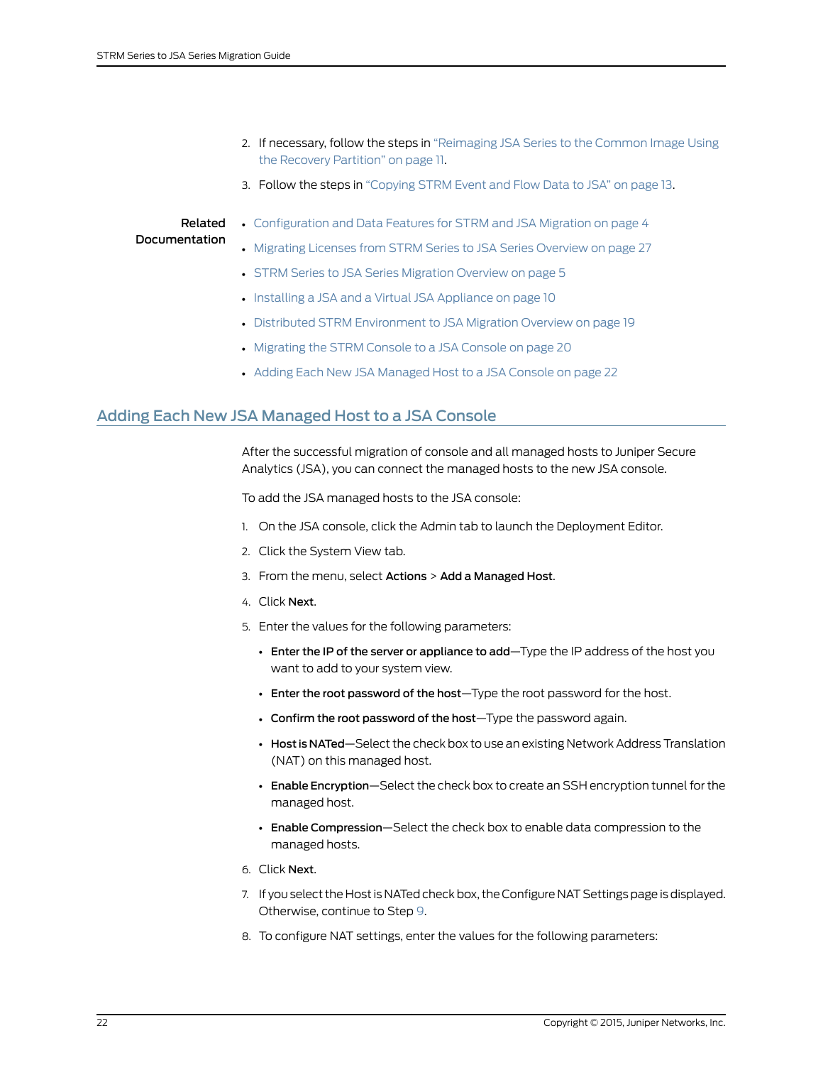2. If necessary, follow the steps in "Reimaging JSA Series to the Common Image Using the Recovery Partition" on page 11.
3. Follow the steps in "Copying STRM Event and Flow Data to JSA" on page 13.

**Related Documentation**

- Configuration and Data Features for STRM and JSA Migration on page 4
- Migrating Licenses from STRM Series to JSA Series Overview on page 27
- STRM Series to JSA Series Migration Overview on page 5
- Installing a JSA and a Virtual JSA Appliance on page 10
- Distributed STRM Environment to JSA Migration Overview on page 19
- Migrating the STRM Console to a JSA Console on page 20
- Adding Each New JSA Managed Host to a JSA Console on page 22

## Adding Each New JSA Managed Host to a JSA Console

After the successful migration of console and all managed hosts to Juniper Secure Analytics (JSA), you can connect the managed hosts to the new JSA console.

To add the JSA managed hosts to the JSA console:

1. On the JSA console, click the Admin tab to launch the Deployment Editor.
2. Click the System View tab.
3. From the menu, select **Actions** > **Add a Managed Host**.
4. Click **Next**.
5. Enter the values for the following parameters:
   - **Enter the IP of the server or appliance to add**—Type the IP address of the host you want to add to your system view.
   - **Enter the root password of the host**—Type the root password for the host.
   - **Confirm the root password of the host**—Type the password again.
   - **Host is NATed**—Select the check box to use an existing Network Address Translation (NAT) on this managed host.
   - **Enable Encryption**—Select the check box to create an SSH encryption tunnel for the managed host.
   - **Enable Compression**—Select the check box to enable data compression to the managed hosts.
6. Click **Next**.
7. If you select the Host is NATed check box, the Configure NAT Settings page is displayed. Otherwise, continue to Step 9.
8. To configure NAT settings, enter the values for the following parameters: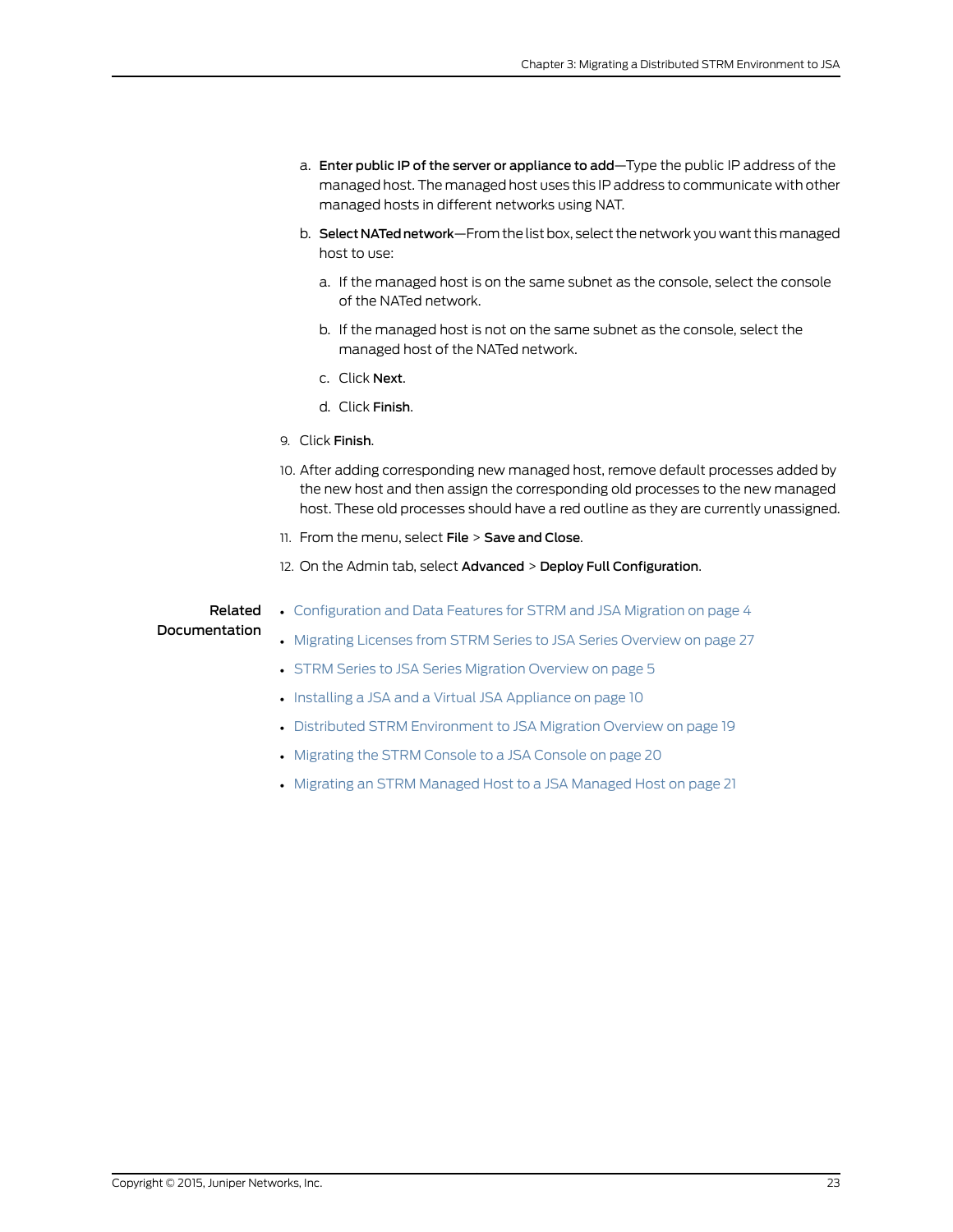a. **Enter public IP of the server or appliance to add**—Type the public IP address of the managed host. The managed host uses this IP address to communicate with other managed hosts in different networks using NAT.

   b. **Select NATed network**—From the list box, select the network you want this managed host to use:

      a. If the managed host is on the same subnet as the console, select the console of the NATed network.

      b. If the managed host is not on the same subnet as the console, select the managed host of the NATed network.

      c. Click **Next**.

      d. Click **Finish**.

9. Click **Finish**.

10. After adding corresponding new managed host, remove default processes added by the new host and then assign the corresponding old processes to the new managed host. These old processes should have a red outline as they are currently unassigned.

11. From the menu, select **File** > **Save and Close**.

12. On the Admin tab, select **Advanced** > **Deploy Full Configuration**.

**Related Documentation**

- Configuration and Data Features for STRM and JSA Migration on page 4
- Migrating Licenses from STRM Series to JSA Series Overview on page 27
- STRM Series to JSA Series Migration Overview on page 5
- Installing a JSA and a Virtual JSA Appliance on page 10
- Distributed STRM Environment to JSA Migration Overview on page 19
- Migrating the STRM Console to a JSA Console on page 20
- Migrating an STRM Managed Host to a JSA Managed Host on page 21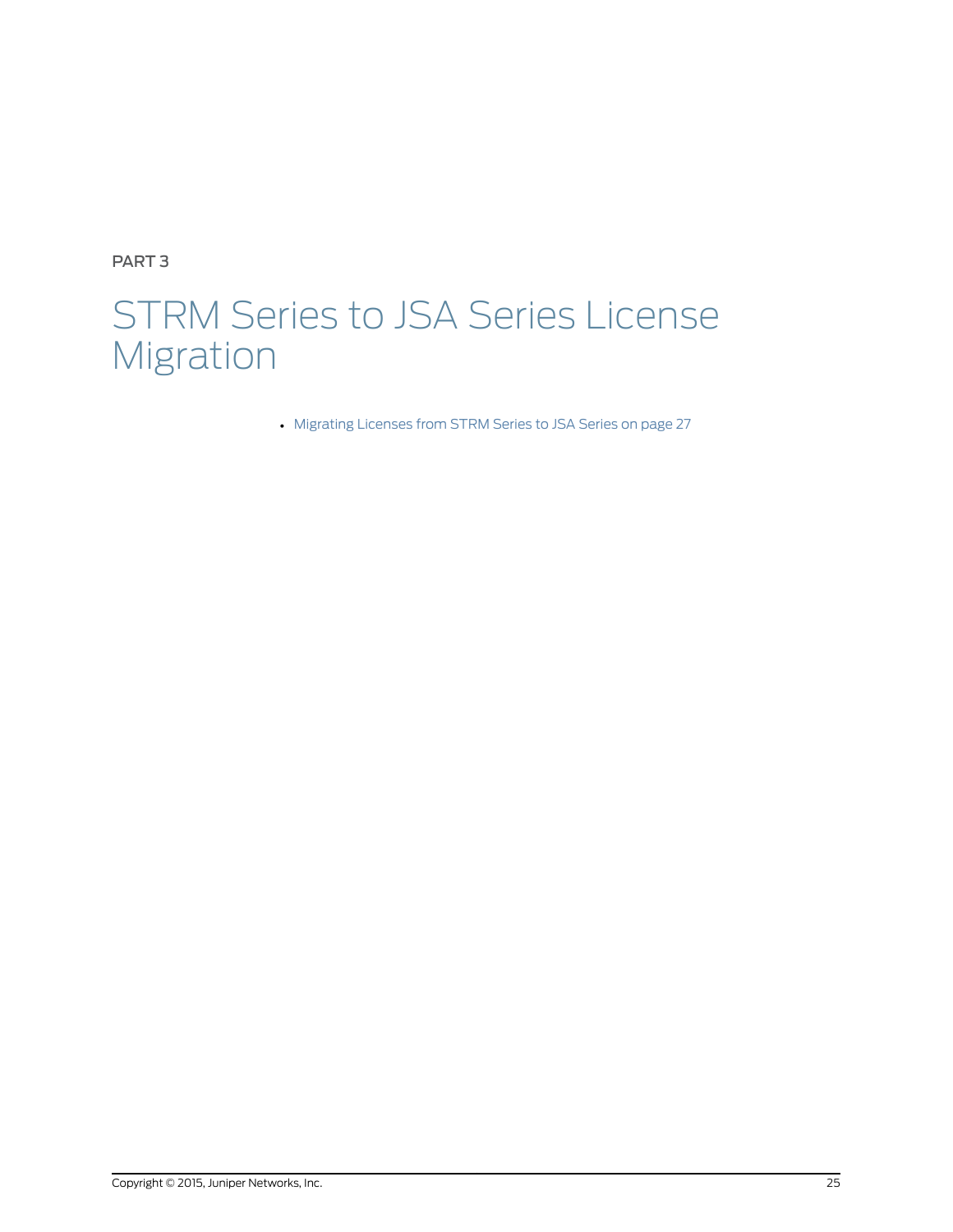PART 3

# STRM Series to JSA Series License Migration

- Migrating Licenses from STRM Series to JSA Series on page 27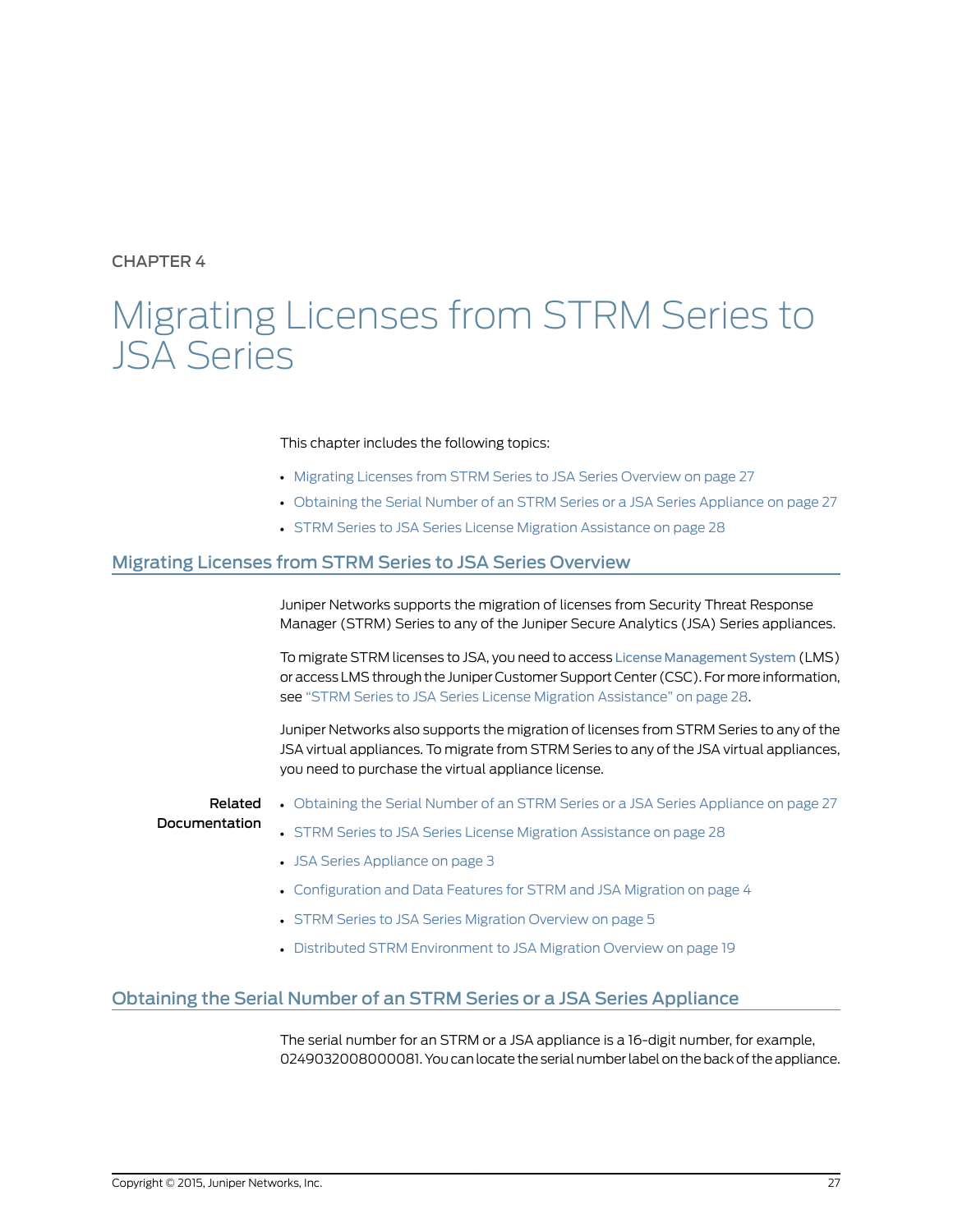CHAPTER 4

# Migrating Licenses from STRM Series to JSA Series

This chapter includes the following topics:

- Migrating Licenses from STRM Series to JSA Series Overview on page 27
- Obtaining the Serial Number of an STRM Series or a JSA Series Appliance on page 27
- STRM Series to JSA Series License Migration Assistance on page 28

## Migrating Licenses from STRM Series to JSA Series Overview

Juniper Networks supports the migration of licenses from Security Threat Response Manager (STRM) Series to any of the Juniper Secure Analytics (JSA) Series appliances.

To migrate STRM licenses to JSA, you need to access License Management System (LMS) or access LMS through the Juniper Customer Support Center (CSC). For more information, see "STRM Series to JSA Series License Migration Assistance" on page 28.

Juniper Networks also supports the migration of licenses from STRM Series to any of the JSA virtual appliances. To migrate from STRM Series to any of the JSA virtual appliances, you need to purchase the virtual appliance license.

**Related Documentation**

- Obtaining the Serial Number of an STRM Series or a JSA Series Appliance on page 27
- STRM Series to JSA Series License Migration Assistance on page 28
- JSA Series Appliance on page 3
- Configuration and Data Features for STRM and JSA Migration on page 4
- STRM Series to JSA Series Migration Overview on page 5
- Distributed STRM Environment to JSA Migration Overview on page 19

## Obtaining the Serial Number of an STRM Series or a JSA Series Appliance

The serial number for an STRM or a JSA appliance is a 16-digit number, for example, 0249032008000081. You can locate the serial number label on the back of the appliance.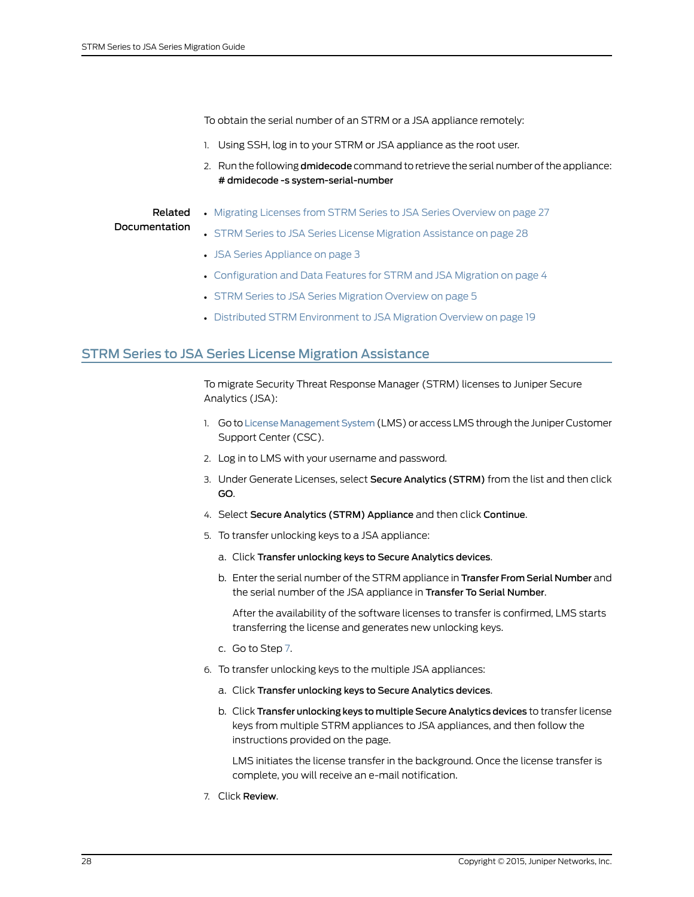To obtain the serial number of an STRM or a JSA appliance remotely:

1. Using SSH, log in to your STRM or JSA appliance as the root user.
2. Run the following **dmidecode** command to retrieve the serial number of the appliance: **# dmidecode -s system-serial-number**

**Related Documentation**

- Migrating Licenses from STRM Series to JSA Series Overview on page 27
- STRM Series to JSA Series License Migration Assistance on page 28
- JSA Series Appliance on page 3
- Configuration and Data Features for STRM and JSA Migration on page 4
- STRM Series to JSA Series Migration Overview on page 5
- Distributed STRM Environment to JSA Migration Overview on page 19

## STRM Series to JSA Series License Migration Assistance

To migrate Security Threat Response Manager (STRM) licenses to Juniper Secure Analytics (JSA):

1. Go to License Management System (LMS) or access LMS through the Juniper Customer Support Center (CSC).
2. Log in to LMS with your username and password.
3. Under Generate Licenses, select **Secure Analytics (STRM)** from the list and then click **GO**.
4. Select **Secure Analytics (STRM) Appliance** and then click **Continue**.
5. To transfer unlocking keys to a JSA appliance:
   a. Click **Transfer unlocking keys to Secure Analytics devices**.
   b. Enter the serial number of the STRM appliance in **Transfer From Serial Number** and the serial number of the JSA appliance in **Transfer To Serial Number**.

      After the availability of the software licenses to transfer is confirmed, LMS starts transferring the license and generates new unlocking keys.
   c. Go to Step 7.
6. To transfer unlocking keys to the multiple JSA appliances:
   a. Click **Transfer unlocking keys to Secure Analytics devices**.
   b. Click **Transfer unlocking keys to multiple Secure Analytics devices** to transfer license keys from multiple STRM appliances to JSA appliances, and then follow the instructions provided on the page.

      LMS initiates the license transfer in the background. Once the license transfer is complete, you will receive an e-mail notification.
7. Click **Review**.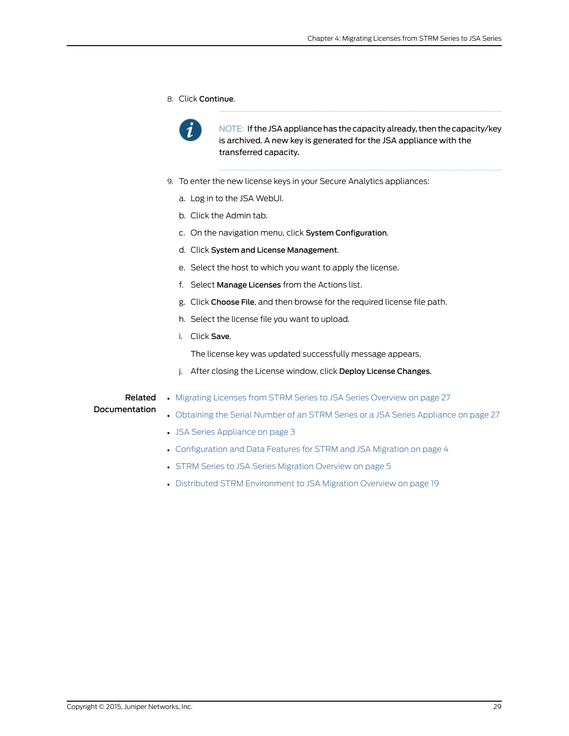8. Click **Continue**.

> NOTE: If the JSA appliance has the capacity already, then the capacity/key is archived. A new key is generated for the JSA appliance with the transferred capacity.

9. To enter the new license keys in your Secure Analytics appliances:

   a. Log in to the JSA WebUI.

   b. Click the Admin tab.

   c. On the navigation menu, click **System Configuration**.

   d. Click **System and License Management**.

   e. Select the host to which you want to apply the license.

   f. Select **Manage Licenses** from the Actions list.

   g. Click **Choose File**, and then browse for the required license file path.

   h. Select the license file you want to upload.

   i. Click **Save**.

      The license key was updated successfully message appears.

   j. After closing the License window, click **Deploy License Changes**.

**Related Documentation**

- Migrating Licenses from STRM Series to JSA Series Overview on page 27
- Obtaining the Serial Number of an STRM Series or a JSA Series Appliance on page 27
- JSA Series Appliance on page 3
- Configuration and Data Features for STRM and JSA Migration on page 4
- STRM Series to JSA Series Migration Overview on page 5
- Distributed STRM Environment to JSA Migration Overview on page 19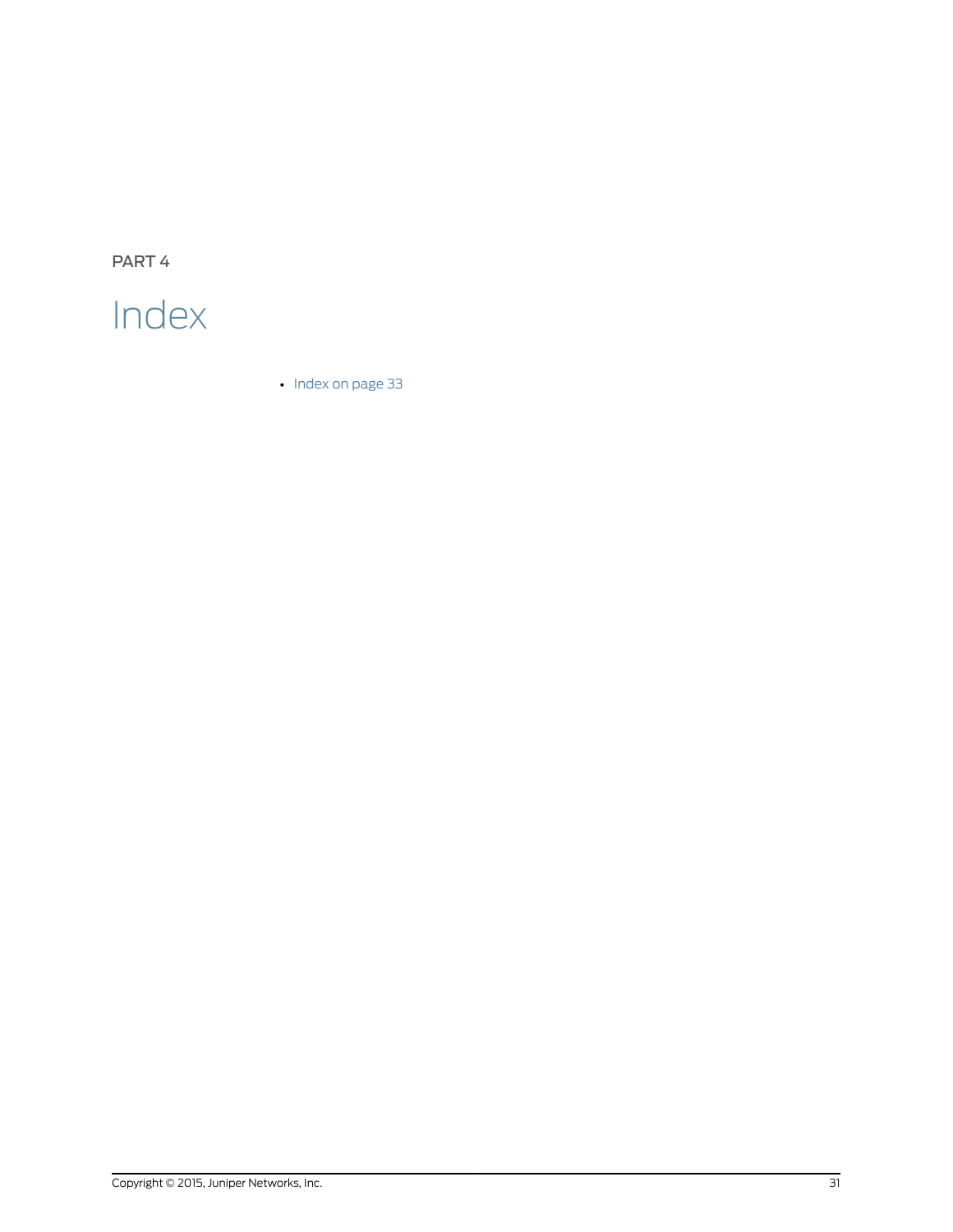PART 4

# Index

- Index on page 33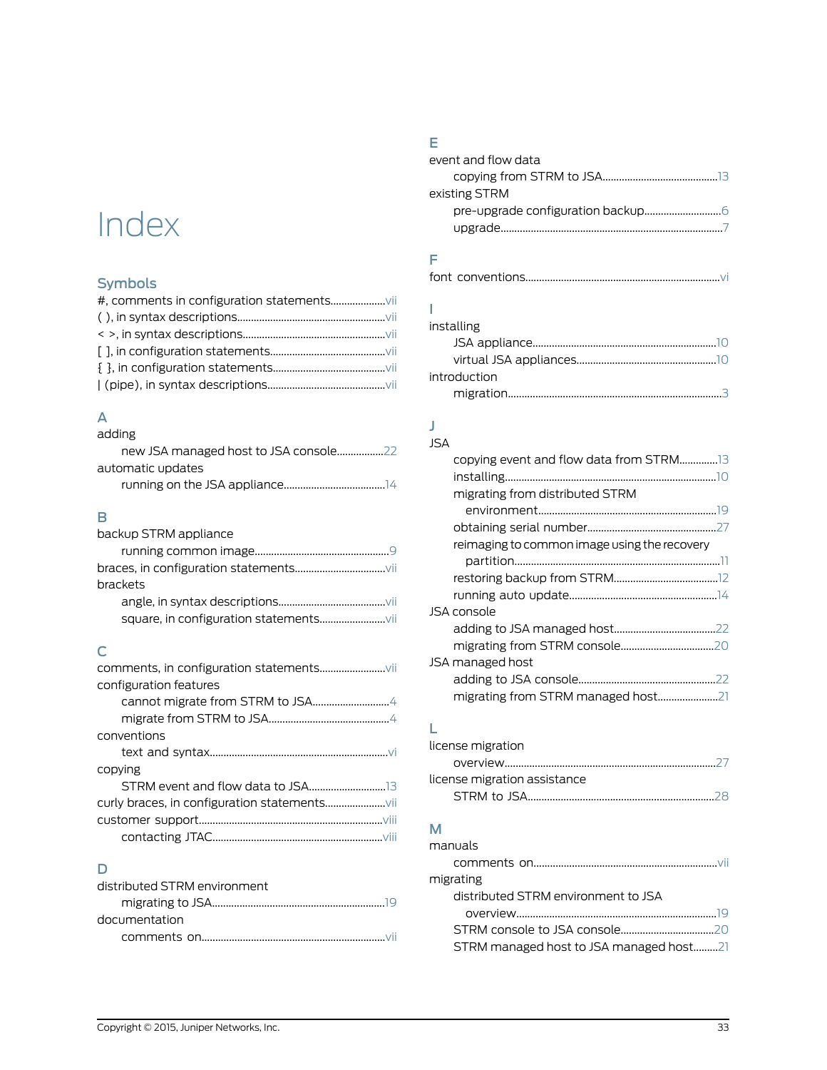# Index

## Symbols

#, comments in configuration statements....................vii
( ), in syntax descriptions....................vii
< >, in syntax descriptions....................vii
[ ], in configuration statements....................vii
{ }, in configuration statements....................vii
| (pipe), in syntax descriptions....................vii

## A

adding
- new JSA managed host to JSA console....................22

automatic updates
- running on the JSA appliance....................14

## B

backup STRM appliance
- running common image....................9

braces, in configuration statements....................vii
brackets
- angle, in syntax descriptions....................vii
- square, in configuration statements....................vii

## C

comments, in configuration statements....................vii
configuration features
- cannot migrate from STRM to JSA....................4
- migrate from STRM to JSA....................4

conventions
- text and syntax....................vi

copying
- STRM event and flow data to JSA....................13

curly braces, in configuration statements....................vii
customer support....................viii
- contacting JTAC....................viii

## D

distributed STRM environment
- migrating to JSA....................19

documentation
- comments on....................vii

## E

event and flow data
- copying from STRM to JSA....................13

existing STRM
- pre-upgrade configuration backup....................6
- upgrade....................7

## F

font conventions....................vi

## I

installing
- JSA appliance....................10
- virtual JSA appliances....................10

introduction
- migration....................3

## J

JSA
- copying event and flow data from STRM....................13
- installing....................10
- migrating from distributed STRM environment....................19
- obtaining serial number....................27
- reimaging to common image using the recovery partition....................11
- restoring backup from STRM....................12
- running auto update....................14

JSA console
- adding to JSA managed host....................22
- migrating from STRM console....................20

JSA managed host
- adding to JSA console....................22
- migrating from STRM managed host....................21

## L

license migration
- overview....................27

license migration assistance
- STRM to JSA....................28

## M

manuals
- comments on....................vii

migrating
- distributed STRM environment to JSA overview....................19
- STRM console to JSA console....................20
- STRM managed host to JSA managed host....................21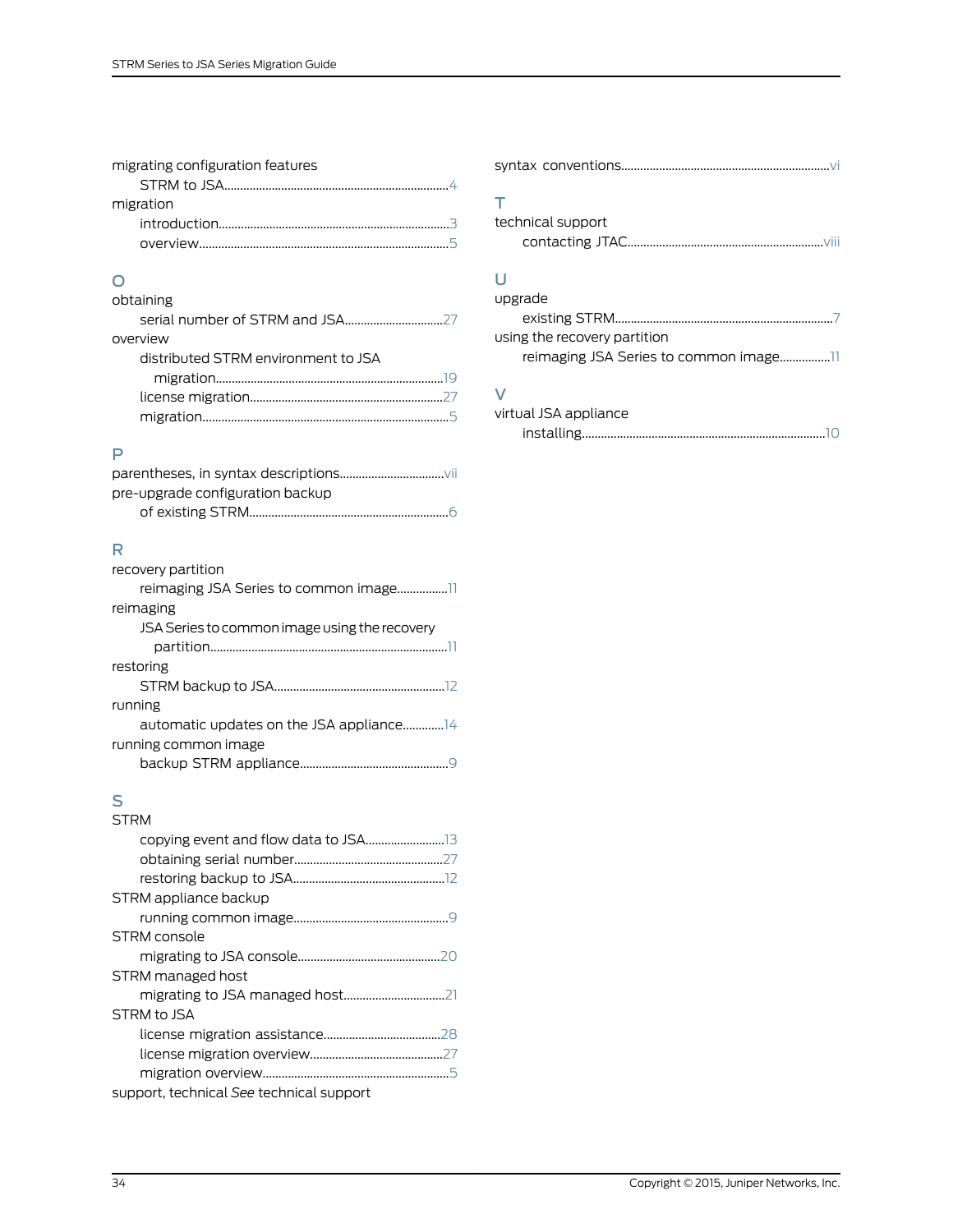migrating configuration features
    STRM to JSA....................................................................4
migration
    introduction....................................................................3
    overview.........................................................................5

## O

obtaining
    serial number of STRM and JSA..............................27
overview
    distributed STRM environment to JSA
        migration....................................................................19
    license migration..........................................................27
    migration.........................................................................5

## P

parentheses, in syntax descriptions................................vii
pre-upgrade configuration backup
    of existing STRM............................................................6

## R

recovery partition
    reimaging JSA Series to common image................11
reimaging
    JSA Series to common image using the recovery
        partition.........................................................................11
restoring
    STRM backup to JSA....................................................12
running
    automatic updates on the JSA appliance............14
running common image
    backup STRM appliance.............................................9

## S

STRM
    copying event and flow data to JSA........................13
    obtaining serial number...............................................27
    restoring backup to JSA...............................................12
STRM appliance backup
    running common image...............................................9
STRM console
    migrating to JSA console............................................20
STRM managed host
    migrating to JSA managed host...............................21
STRM to JSA
    license migration assistance....................................28
    license migration overview........................................27
    migration overview.........................................................5
support, technical *See* technical support

syntax conventions................................................................vi

## T

technical support
    contacting JTAC............................................................viii

## U

upgrade
    existing STRM....................................................................7
using the recovery partition
    reimaging JSA Series to common image................11

## V

virtual JSA appliance
    installing..........................................................................10